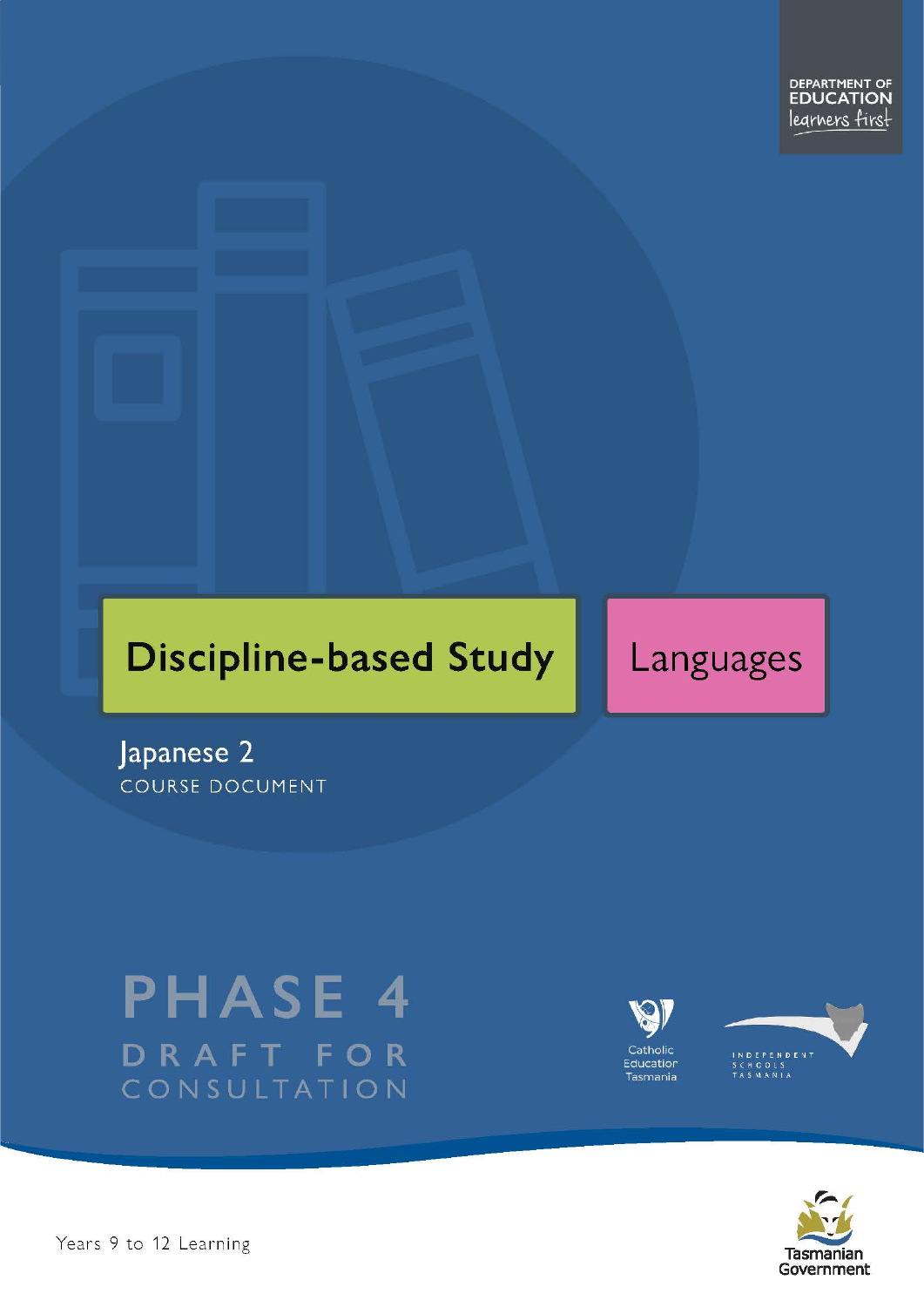DEPARTMENT OF EDUCATION
learners first

# Discipline-based Study

# Languages

## Japanese 2

COURSE DOCUMENT

PHASE 4

DRAFT FOR CONSULTATION

Catholic Education Tasmania

INDEPENDENT SCHOOLS TASMANIA

Years 9 to 12 Learning

Tasmanian Government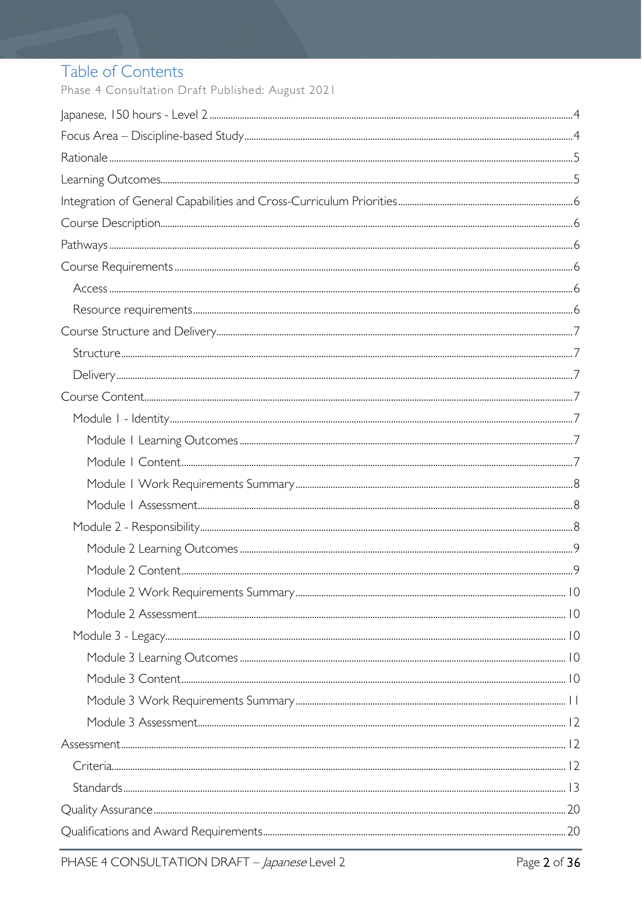# Table of Contents

Phase 4 Consultation Draft Published: August 2021

Japanese, 150 hours - Level 2 ..... 4
Focus Area – Discipline-based Study ..... 4
Rationale ..... 5
Learning Outcomes ..... 5
Integration of General Capabilities and Cross-Curriculum Priorities ..... 6
Course Description ..... 6
Pathways ..... 6
Course Requirements ..... 6
- Access ..... 6
- Resource requirements ..... 6

Course Structure and Delivery ..... 7
- Structure ..... 7
- Delivery ..... 7

Course Content ..... 7
- Module 1 - Identity ..... 7
  - Module 1 Learning Outcomes ..... 7
  - Module 1 Content ..... 7
  - Module 1 Work Requirements Summary ..... 8
  - Module 1 Assessment ..... 8
- Module 2 - Responsibility ..... 8
  - Module 2 Learning Outcomes ..... 9
  - Module 2 Content ..... 9
  - Module 2 Work Requirements Summary ..... 10
  - Module 2 Assessment ..... 10
- Module 3 - Legacy ..... 10
  - Module 3 Learning Outcomes ..... 10
  - Module 3 Content ..... 10
  - Module 3 Work Requirements Summary ..... 11
  - Module 3 Assessment ..... 12

Assessment ..... 12
- Criteria ..... 12
- Standards ..... 13

Quality Assurance ..... 20
Qualifications and Award Requirements ..... 20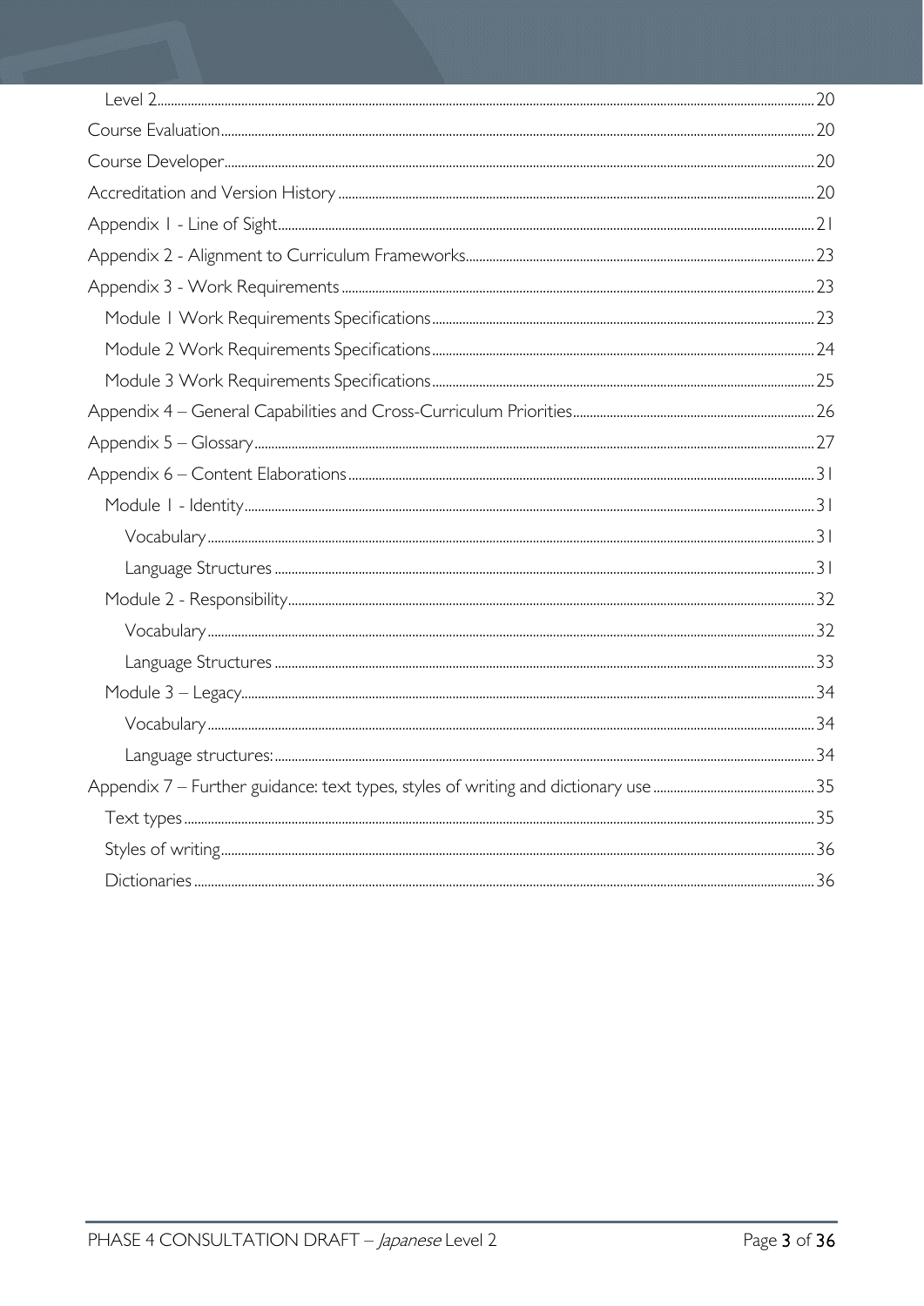- Level 2 ... 20
- Course Evaluation ... 20
- Course Developer ... 20
- Accreditation and Version History ... 20
- Appendix 1 - Line of Sight ... 21
- Appendix 2 - Alignment to Curriculum Frameworks ... 23
- Appendix 3 - Work Requirements ... 23
  - Module 1 Work Requirements Specifications ... 23
  - Module 2 Work Requirements Specifications ... 24
  - Module 3 Work Requirements Specifications ... 25
- Appendix 4 – General Capabilities and Cross-Curriculum Priorities ... 26
- Appendix 5 – Glossary ... 27
- Appendix 6 – Content Elaborations ... 31
  - Module 1 - Identity ... 31
    - Vocabulary ... 31
    - Language Structures ... 31
  - Module 2 - Responsibility ... 32
    - Vocabulary ... 32
    - Language Structures ... 33
  - Module 3 – Legacy ... 34
    - Vocabulary ... 34
    - Language structures: ... 34
- Appendix 7 – Further guidance: text types, styles of writing and dictionary use ... 35
  - Text types ... 35
  - Styles of writing ... 36
  - Dictionaries ... 36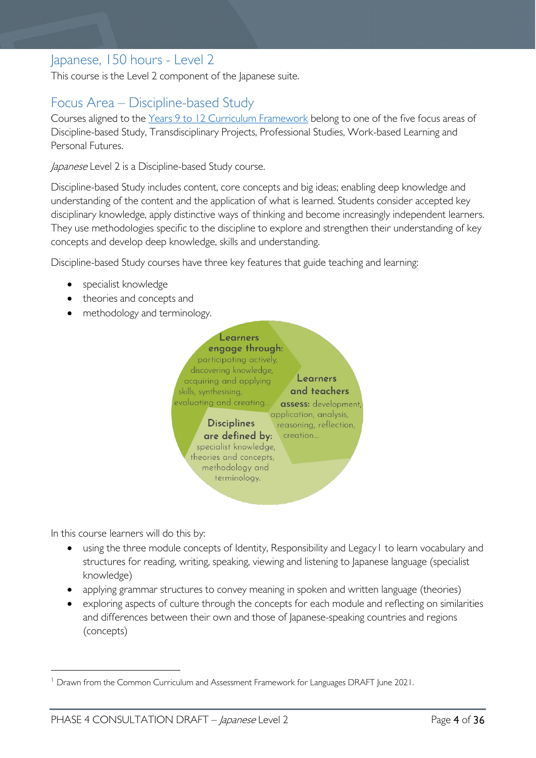## Japanese, 150 hours - Level 2

This course is the Level 2 component of the Japanese suite.

## Focus Area – Discipline-based Study

Courses aligned to the Years 9 to 12 Curriculum Framework belong to one of the five focus areas of Discipline-based Study, Transdisciplinary Projects, Professional Studies, Work-based Learning and Personal Futures.

*Japanese* Level 2 is a Discipline-based Study course.

Discipline-based Study includes content, core concepts and big ideas; enabling deep knowledge and understanding of the content and the application of what is learned. Students consider accepted key disciplinary knowledge, apply distinctive ways of thinking and become increasingly independent learners. They use methodologies specific to the discipline to explore and strengthen their understanding of key concepts and develop deep knowledge, skills and understanding.

Discipline-based Study courses have three key features that guide teaching and learning:

- specialist knowledge
- theories and concepts and
- methodology and terminology.

**Learners engage through:** participating actively, discovering knowledge, acquiring and applying skills, synthesising, evaluating and creating…

**Learners and teachers assess:** development, application, analysis, reasoning, reflection, creation…

**Disciplines are defined by:** specialist knowledge, theories and concepts, methodology and terminology.

In this course learners will do this by:

- using the three module concepts of Identity, Responsibility and Legacy[1] to learn vocabulary and structures for reading, writing, speaking, viewing and listening to Japanese language (specialist knowledge)
- applying grammar structures to convey meaning in spoken and written language (theories)
- exploring aspects of culture through the concepts for each module and reflecting on similarities and differences between their own and those of Japanese-speaking countries and regions (concepts)

[1] Drawn from the Common Curriculum and Assessment Framework for Languages DRAFT June 2021.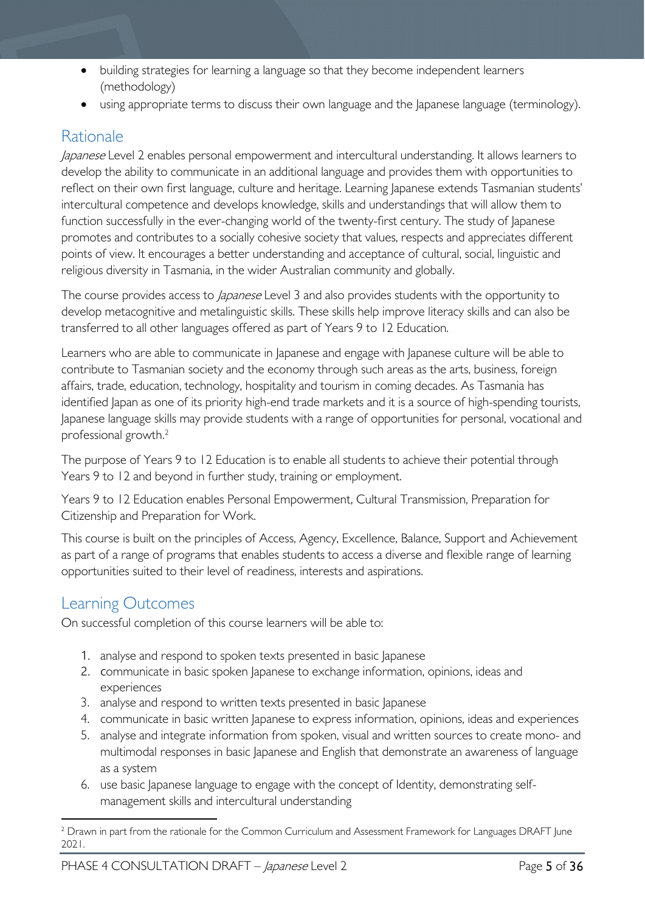- building strategies for learning a language so that they become independent learners (methodology)
- using appropriate terms to discuss their own language and the Japanese language (terminology).

## Rationale

*Japanese* Level 2 enables personal empowerment and intercultural understanding. It allows learners to develop the ability to communicate in an additional language and provides them with opportunities to reflect on their own first language, culture and heritage. Learning Japanese extends Tasmanian students' intercultural competence and develops knowledge, skills and understandings that will allow them to function successfully in the ever-changing world of the twenty-first century. The study of Japanese promotes and contributes to a socially cohesive society that values, respects and appreciates different points of view. It encourages a better understanding and acceptance of cultural, social, linguistic and religious diversity in Tasmania, in the wider Australian community and globally.

The course provides access to *Japanese* Level 3 and also provides students with the opportunity to develop metacognitive and metalinguistic skills. These skills help improve literacy skills and can also be transferred to all other languages offered as part of Years 9 to 12 Education.

Learners who are able to communicate in Japanese and engage with Japanese culture will be able to contribute to Tasmanian society and the economy through such areas as the arts, business, foreign affairs, trade, education, technology, hospitality and tourism in coming decades. As Tasmania has identified Japan as one of its priority high-end trade markets and it is a source of high-spending tourists, Japanese language skills may provide students with a range of opportunities for personal, vocational and professional growth.[2]

The purpose of Years 9 to 12 Education is to enable all students to achieve their potential through Years 9 to 12 and beyond in further study, training or employment.

Years 9 to 12 Education enables Personal Empowerment, Cultural Transmission, Preparation for Citizenship and Preparation for Work.

This course is built on the principles of Access, Agency, Excellence, Balance, Support and Achievement as part of a range of programs that enables students to access a diverse and flexible range of learning opportunities suited to their level of readiness, interests and aspirations.

## Learning Outcomes

On successful completion of this course learners will be able to:

1. analyse and respond to spoken texts presented in basic Japanese
2. communicate in basic spoken Japanese to exchange information, opinions, ideas and experiences
3. analyse and respond to written texts presented in basic Japanese
4. communicate in basic written Japanese to express information, opinions, ideas and experiences
5. analyse and integrate information from spoken, visual and written sources to create mono- and multimodal responses in basic Japanese and English that demonstrate an awareness of language as a system
6. use basic Japanese language to engage with the concept of Identity, demonstrating self-management skills and intercultural understanding

[2] Drawn in part from the rationale for the Common Curriculum and Assessment Framework for Languages DRAFT June 2021.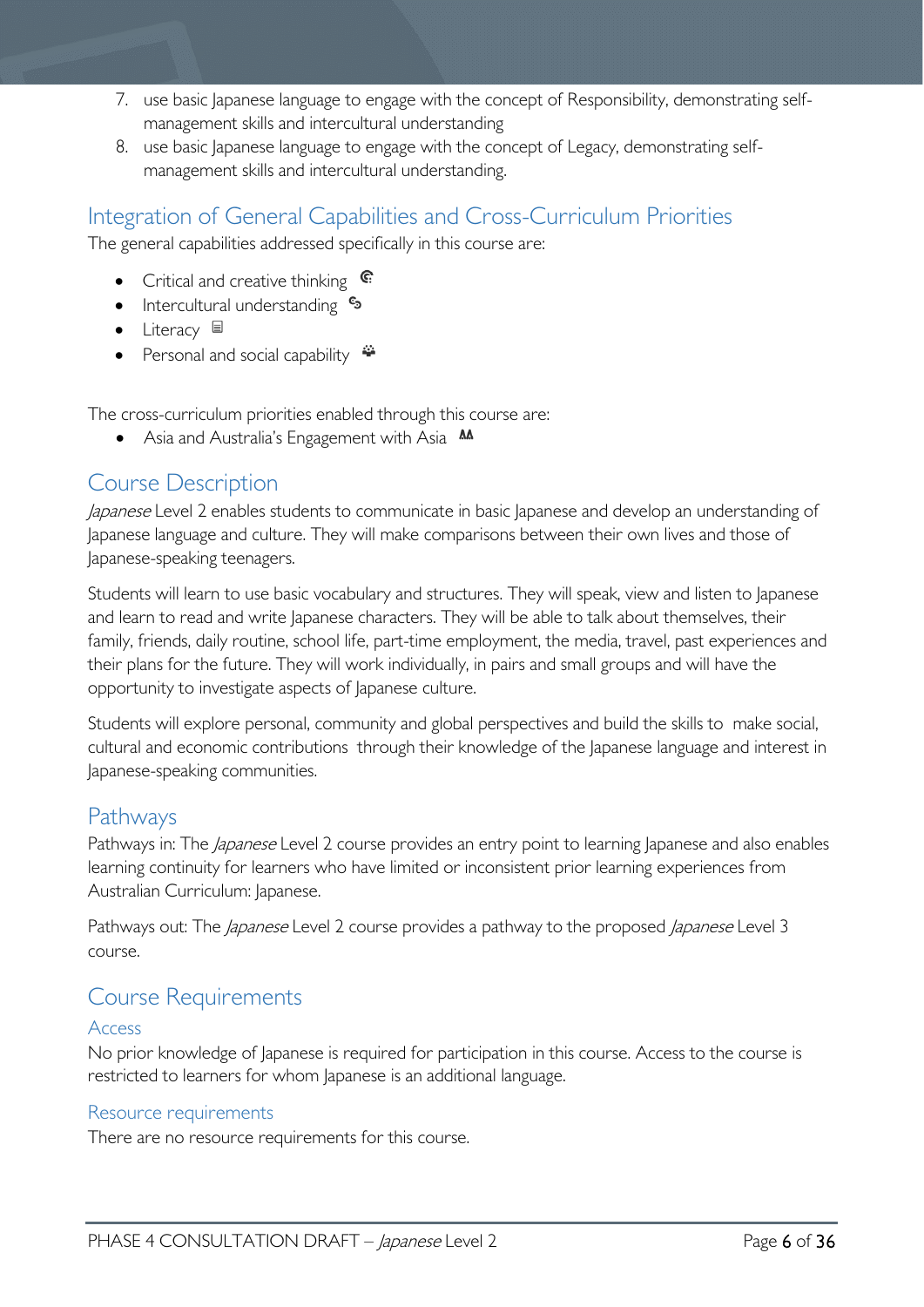7. use basic Japanese language to engage with the concept of Responsibility, demonstrating self-management skills and intercultural understanding
8. use basic Japanese language to engage with the concept of Legacy, demonstrating self-management skills and intercultural understanding.

## Integration of General Capabilities and Cross-Curriculum Priorities

The general capabilities addressed specifically in this course are:

- Critical and creative thinking
- Intercultural understanding
- Literacy
- Personal and social capability

The cross-curriculum priorities enabled through this course are:

- Asia and Australia's Engagement with Asia

## Course Description

*Japanese* Level 2 enables students to communicate in basic Japanese and develop an understanding of Japanese language and culture. They will make comparisons between their own lives and those of Japanese-speaking teenagers.

Students will learn to use basic vocabulary and structures. They will speak, view and listen to Japanese and learn to read and write Japanese characters. They will be able to talk about themselves, their family, friends, daily routine, school life, part-time employment, the media, travel, past experiences and their plans for the future. They will work individually, in pairs and small groups and will have the opportunity to investigate aspects of Japanese culture.

Students will explore personal, community and global perspectives and build the skills to make social, cultural and economic contributions through their knowledge of the Japanese language and interest in Japanese-speaking communities.

## Pathways

Pathways in: The *Japanese* Level 2 course provides an entry point to learning Japanese and also enables learning continuity for learners who have limited or inconsistent prior learning experiences from Australian Curriculum: Japanese.

Pathways out: The *Japanese* Level 2 course provides a pathway to the proposed *Japanese* Level 3 course.

## Course Requirements

### Access

No prior knowledge of Japanese is required for participation in this course. Access to the course is restricted to learners for whom Japanese is an additional language.

### Resource requirements

There are no resource requirements for this course.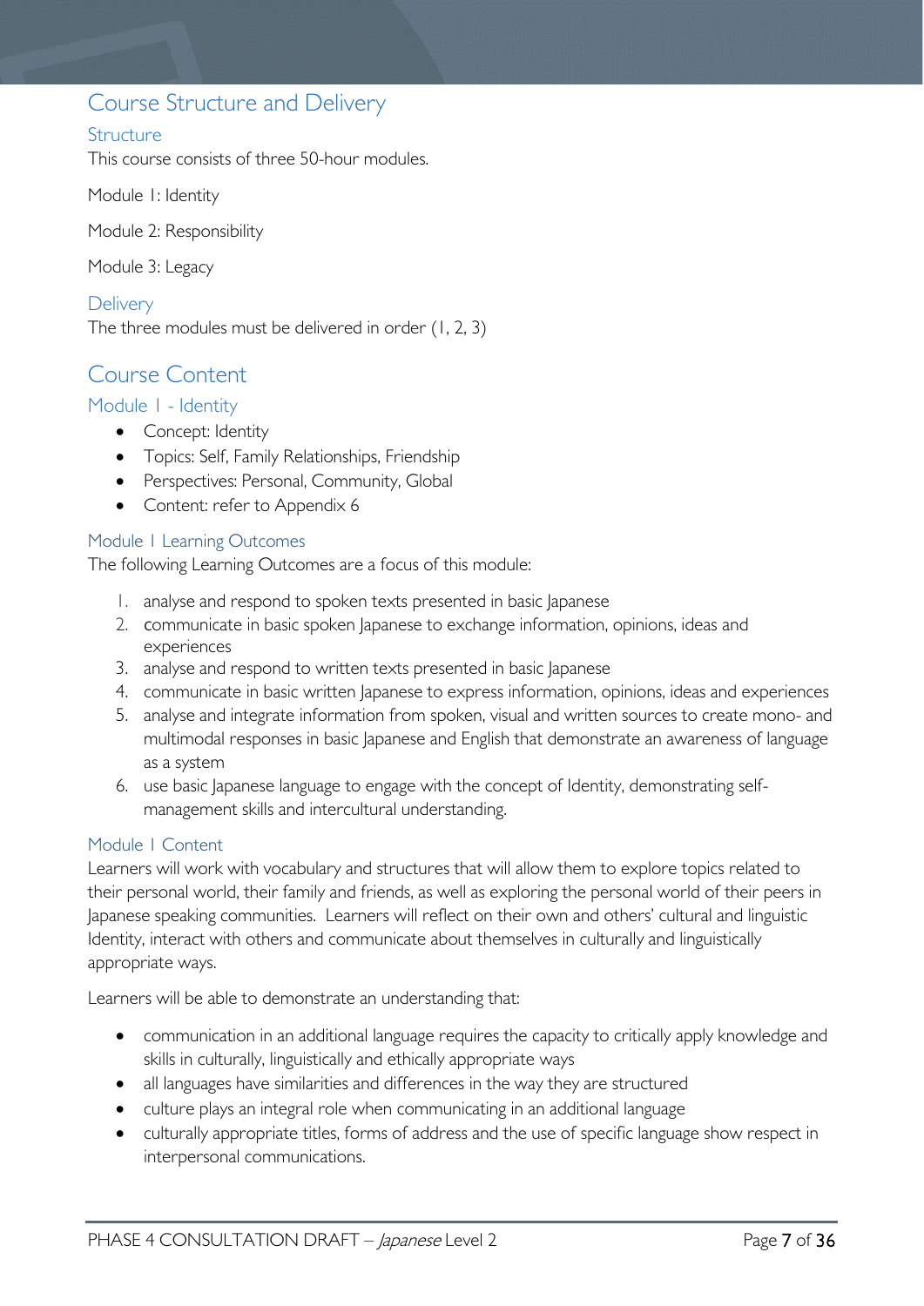# Course Structure and Delivery

## Structure

This course consists of three 50-hour modules.

Module 1: Identity

Module 2: Responsibility

Module 3: Legacy

## Delivery

The three modules must be delivered in order (1, 2, 3)

# Course Content

## Module 1 - Identity

- Concept: Identity
- Topics: Self, Family Relationships, Friendship
- Perspectives: Personal, Community, Global
- Content: refer to Appendix 6

### Module 1 Learning Outcomes

The following Learning Outcomes are a focus of this module:

1. analyse and respond to spoken texts presented in basic Japanese
2. communicate in basic spoken Japanese to exchange information, opinions, ideas and experiences
3. analyse and respond to written texts presented in basic Japanese
4. communicate in basic written Japanese to express information, opinions, ideas and experiences
5. analyse and integrate information from spoken, visual and written sources to create mono- and multimodal responses in basic Japanese and English that demonstrate an awareness of language as a system
6. use basic Japanese language to engage with the concept of Identity, demonstrating self-management skills and intercultural understanding.

### Module 1 Content

Learners will work with vocabulary and structures that will allow them to explore topics related to their personal world, their family and friends, as well as exploring the personal world of their peers in Japanese speaking communities. Learners will reflect on their own and others' cultural and linguistic Identity, interact with others and communicate about themselves in culturally and linguistically appropriate ways.

Learners will be able to demonstrate an understanding that:

- communication in an additional language requires the capacity to critically apply knowledge and skills in culturally, linguistically and ethically appropriate ways
- all languages have similarities and differences in the way they are structured
- culture plays an integral role when communicating in an additional language
- culturally appropriate titles, forms of address and the use of specific language show respect in interpersonal communications.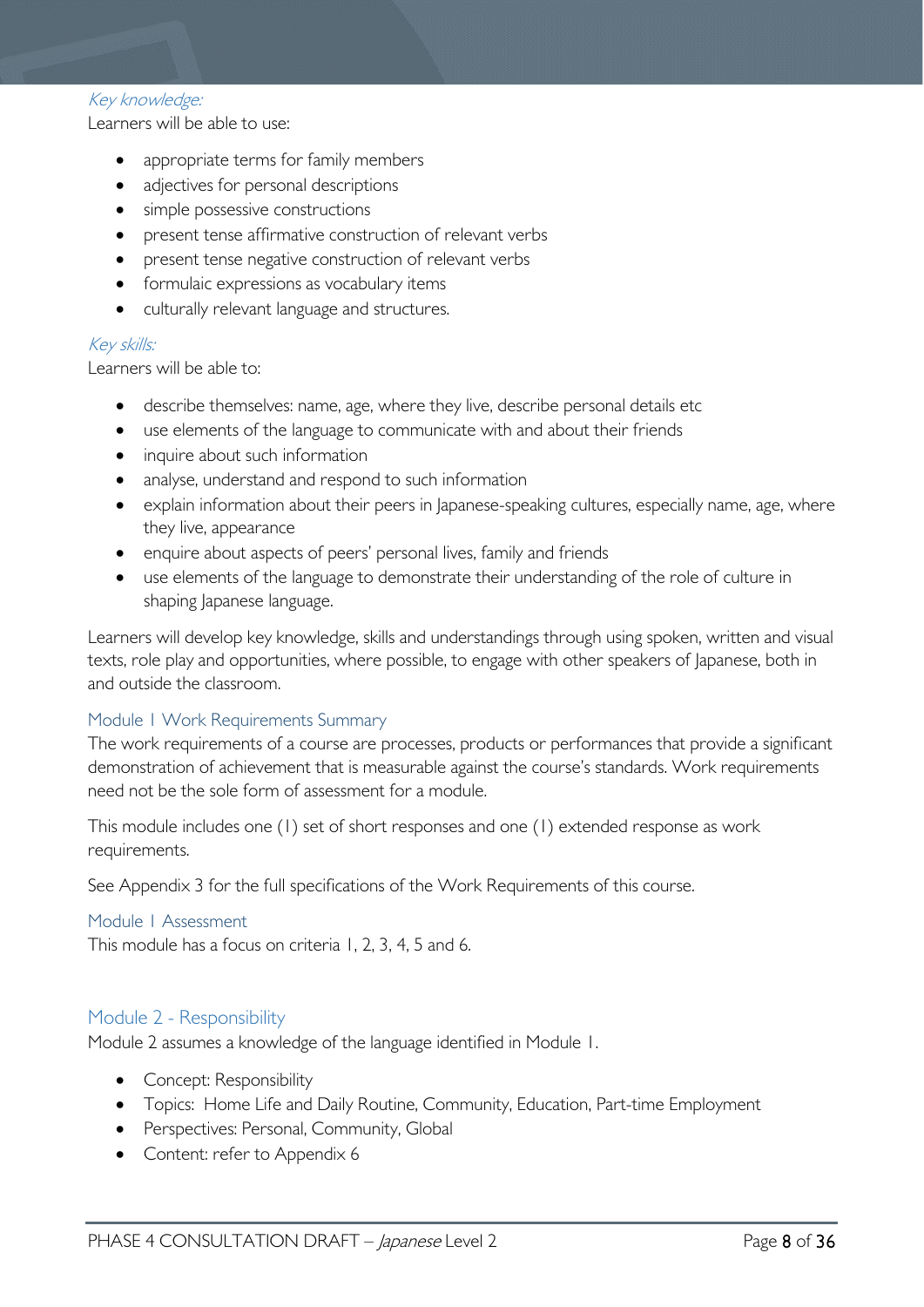*Key knowledge:*

Learners will be able to use:

- appropriate terms for family members
- adjectives for personal descriptions
- simple possessive constructions
- present tense affirmative construction of relevant verbs
- present tense negative construction of relevant verbs
- formulaic expressions as vocabulary items
- culturally relevant language and structures.

*Key skills:*

Learners will be able to:

- describe themselves: name, age, where they live, describe personal details etc
- use elements of the language to communicate with and about their friends
- inquire about such information
- analyse, understand and respond to such information
- explain information about their peers in Japanese-speaking cultures, especially name, age, where they live, appearance
- enquire about aspects of peers' personal lives, family and friends
- use elements of the language to demonstrate their understanding of the role of culture in shaping Japanese language.

Learners will develop key knowledge, skills and understandings through using spoken, written and visual texts, role play and opportunities, where possible, to engage with other speakers of Japanese, both in and outside the classroom.

### Module 1 Work Requirements Summary

The work requirements of a course are processes, products or performances that provide a significant demonstration of achievement that is measurable against the course's standards. Work requirements need not be the sole form of assessment for a module.

This module includes one (1) set of short responses and one (1) extended response as work requirements.

See Appendix 3 for the full specifications of the Work Requirements of this course.

### Module 1 Assessment

This module has a focus on criteria 1, 2, 3, 4, 5 and 6.

## Module 2 - Responsibility

Module 2 assumes a knowledge of the language identified in Module 1.

- Concept: Responsibility
- Topics: Home Life and Daily Routine, Community, Education, Part-time Employment
- Perspectives: Personal, Community, Global
- Content: refer to Appendix 6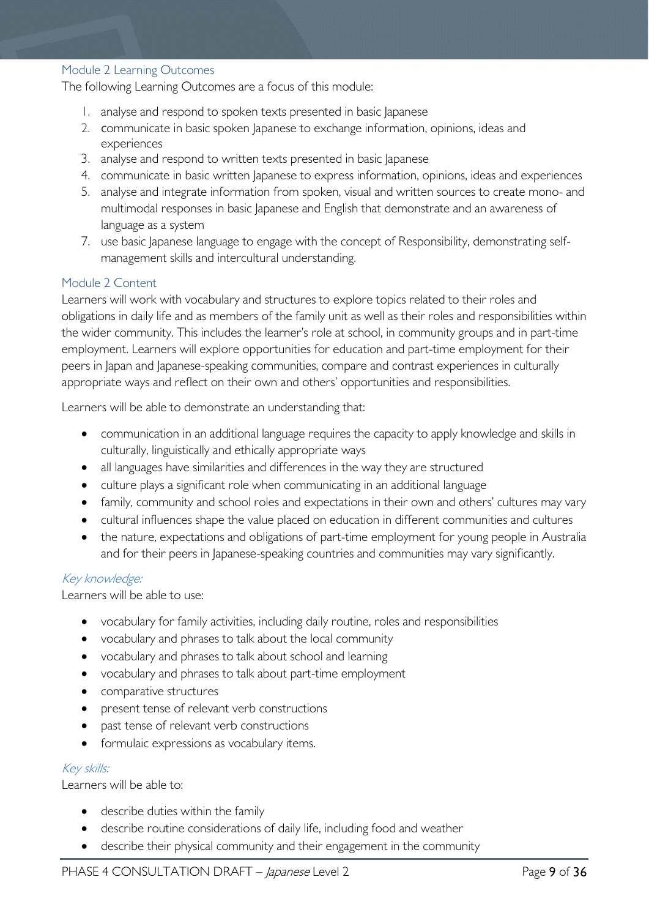### Module 2 Learning Outcomes

The following Learning Outcomes are a focus of this module:

1. analyse and respond to spoken texts presented in basic Japanese
2. communicate in basic spoken Japanese to exchange information, opinions, ideas and experiences
3. analyse and respond to written texts presented in basic Japanese
4. communicate in basic written Japanese to express information, opinions, ideas and experiences
5. analyse and integrate information from spoken, visual and written sources to create mono- and multimodal responses in basic Japanese and English that demonstrate and an awareness of language as a system

7. use basic Japanese language to engage with the concept of Responsibility, demonstrating self-management skills and intercultural understanding.

### Module 2 Content

Learners will work with vocabulary and structures to explore topics related to their roles and obligations in daily life and as members of the family unit as well as their roles and responsibilities within the wider community. This includes the learner's role at school, in community groups and in part-time employment. Learners will explore opportunities for education and part-time employment for their peers in Japan and Japanese-speaking communities, compare and contrast experiences in culturally appropriate ways and reflect on their own and others' opportunities and responsibilities.

Learners will be able to demonstrate an understanding that:

- communication in an additional language requires the capacity to apply knowledge and skills in culturally, linguistically and ethically appropriate ways
- all languages have similarities and differences in the way they are structured
- culture plays a significant role when communicating in an additional language
- family, community and school roles and expectations in their own and others' cultures may vary
- cultural influences shape the value placed on education in different communities and cultures
- the nature, expectations and obligations of part-time employment for young people in Australia and for their peers in Japanese-speaking countries and communities may vary significantly.

#### *Key knowledge:*

Learners will be able to use:

- vocabulary for family activities, including daily routine, roles and responsibilities
- vocabulary and phrases to talk about the local community
- vocabulary and phrases to talk about school and learning
- vocabulary and phrases to talk about part-time employment
- comparative structures
- present tense of relevant verb constructions
- past tense of relevant verb constructions
- formulaic expressions as vocabulary items.

#### *Key skills:*

Learners will be able to:

- describe duties within the family
- describe routine considerations of daily life, including food and weather
- describe their physical community and their engagement in the community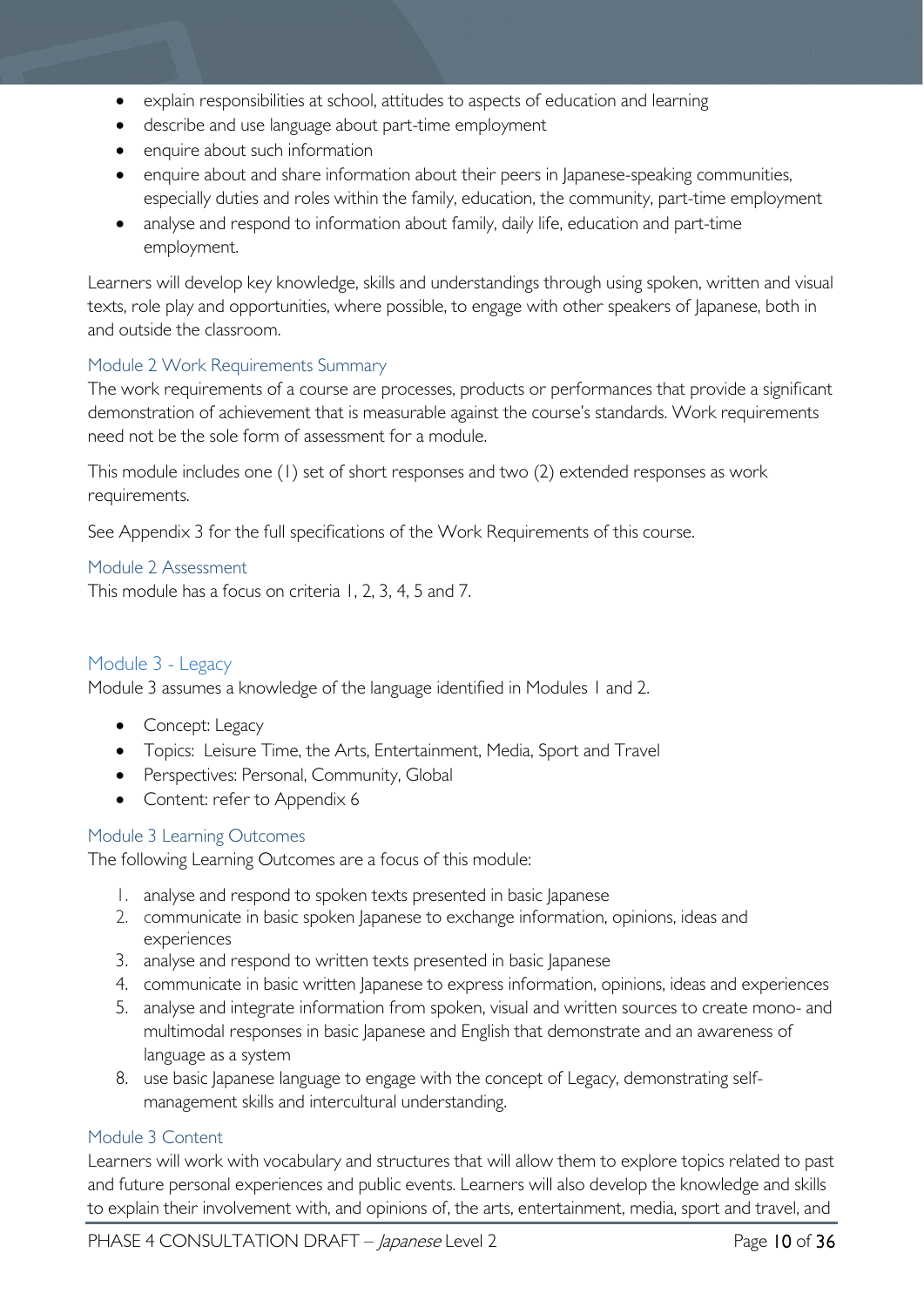- explain responsibilities at school, attitudes to aspects of education and learning
- describe and use language about part-time employment
- enquire about such information
- enquire about and share information about their peers in Japanese-speaking communities, especially duties and roles within the family, education, the community, part-time employment
- analyse and respond to information about family, daily life, education and part-time employment.

Learners will develop key knowledge, skills and understandings through using spoken, written and visual texts, role play and opportunities, where possible, to engage with other speakers of Japanese, both in and outside the classroom.

### Module 2 Work Requirements Summary

The work requirements of a course are processes, products or performances that provide a significant demonstration of achievement that is measurable against the course's standards. Work requirements need not be the sole form of assessment for a module.

This module includes one (1) set of short responses and two (2) extended responses as work requirements.

See Appendix 3 for the full specifications of the Work Requirements of this course.

### Module 2 Assessment

This module has a focus on criteria 1, 2, 3, 4, 5 and 7.

## Module 3 - Legacy

Module 3 assumes a knowledge of the language identified in Modules 1 and 2.

- Concept: Legacy
- Topics: Leisure Time, the Arts, Entertainment, Media, Sport and Travel
- Perspectives: Personal, Community, Global
- Content: refer to Appendix 6

### Module 3 Learning Outcomes

The following Learning Outcomes are a focus of this module:

1. analyse and respond to spoken texts presented in basic Japanese
2. communicate in basic spoken Japanese to exchange information, opinions, ideas and experiences
3. analyse and respond to written texts presented in basic Japanese
4. communicate in basic written Japanese to express information, opinions, ideas and experiences
5. analyse and integrate information from spoken, visual and written sources to create mono- and multimodal responses in basic Japanese and English that demonstrate and an awareness of language as a system

8. use basic Japanese language to engage with the concept of Legacy, demonstrating self-management skills and intercultural understanding.

### Module 3 Content

Learners will work with vocabulary and structures that will allow them to explore topics related to past and future personal experiences and public events. Learners will also develop the knowledge and skills to explain their involvement with, and opinions of, the arts, entertainment, media, sport and travel, and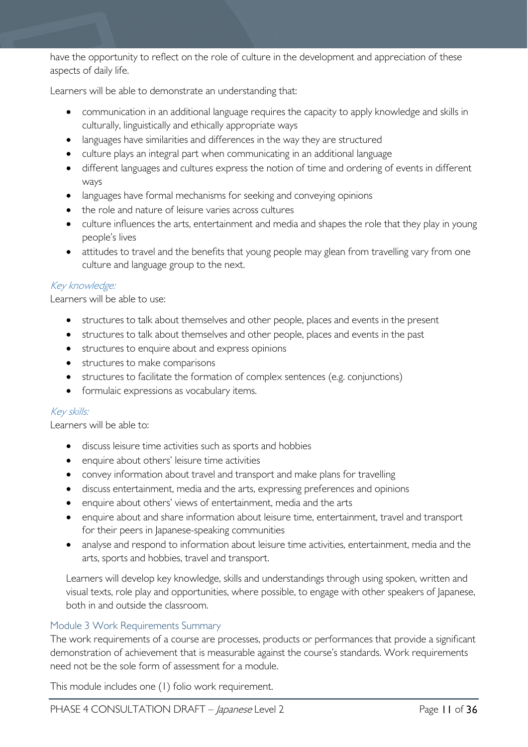have the opportunity to reflect on the role of culture in the development and appreciation of these aspects of daily life.

Learners will be able to demonstrate an understanding that:

- communication in an additional language requires the capacity to apply knowledge and skills in culturally, linguistically and ethically appropriate ways
- languages have similarities and differences in the way they are structured
- culture plays an integral part when communicating in an additional language
- different languages and cultures express the notion of time and ordering of events in different ways
- languages have formal mechanisms for seeking and conveying opinions
- the role and nature of leisure varies across cultures
- culture influences the arts, entertainment and media and shapes the role that they play in young people's lives
- attitudes to travel and the benefits that young people may glean from travelling vary from one culture and language group to the next.

#### *Key knowledge:*

Learners will be able to use:

- structures to talk about themselves and other people, places and events in the present
- structures to talk about themselves and other people, places and events in the past
- structures to enquire about and express opinions
- structures to make comparisons
- structures to facilitate the formation of complex sentences (e.g. conjunctions)
- formulaic expressions as vocabulary items.

#### *Key skills:*

Learners will be able to:

- discuss leisure time activities such as sports and hobbies
- enquire about others' leisure time activities
- convey information about travel and transport and make plans for travelling
- discuss entertainment, media and the arts, expressing preferences and opinions
- enquire about others' views of entertainment, media and the arts
- enquire about and share information about leisure time, entertainment, travel and transport for their peers in Japanese-speaking communities
- analyse and respond to information about leisure time activities, entertainment, media and the arts, sports and hobbies, travel and transport.

Learners will develop key knowledge, skills and understandings through using spoken, written and visual texts, role play and opportunities, where possible, to engage with other speakers of Japanese, both in and outside the classroom.

### Module 3 Work Requirements Summary

The work requirements of a course are processes, products or performances that provide a significant demonstration of achievement that is measurable against the course's standards. Work requirements need not be the sole form of assessment for a module.

This module includes one (1) folio work requirement.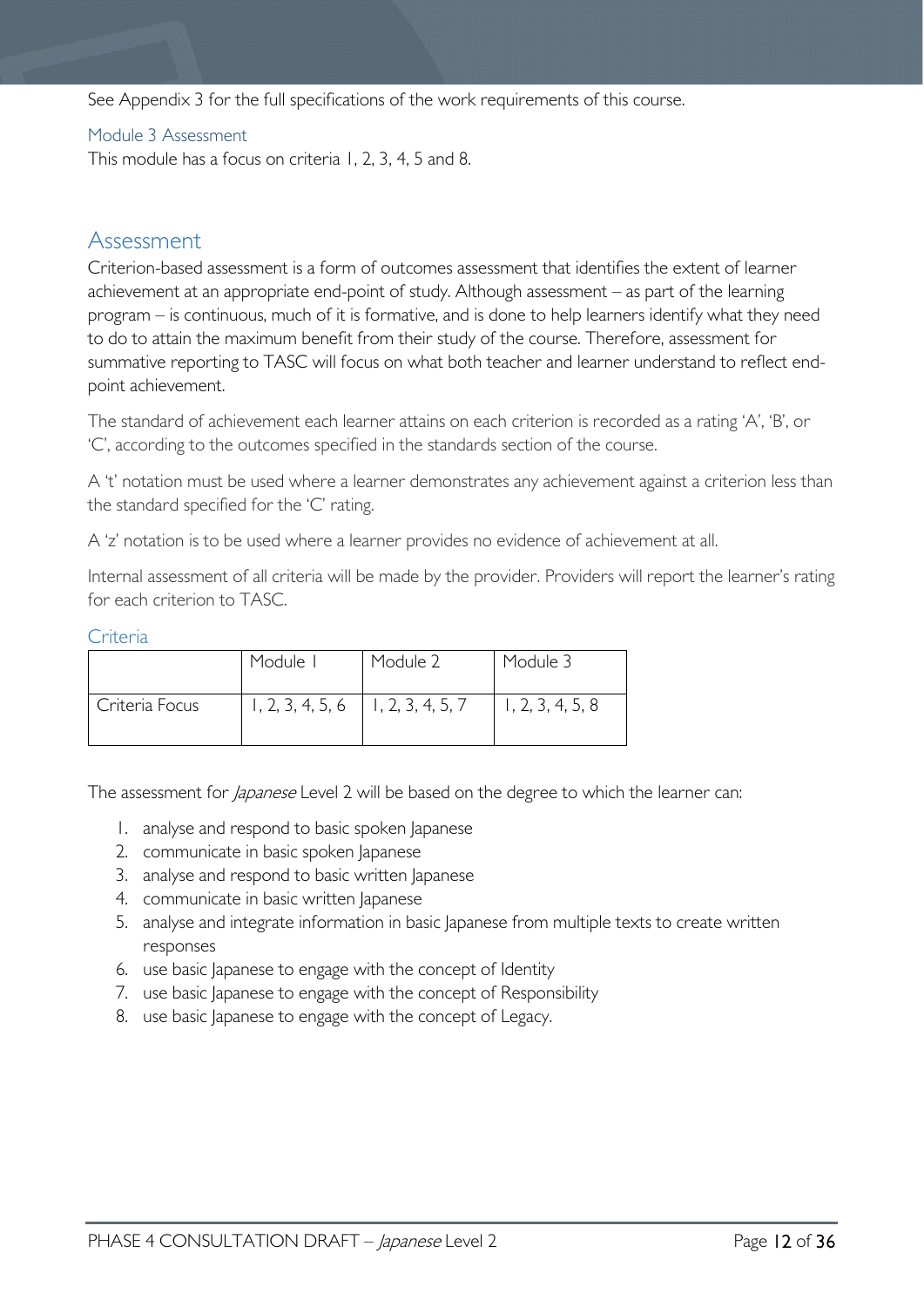See Appendix 3 for the full specifications of the work requirements of this course.

### Module 3 Assessment

This module has a focus on criteria 1, 2, 3, 4, 5 and 8.

## Assessment

Criterion-based assessment is a form of outcomes assessment that identifies the extent of learner achievement at an appropriate end-point of study. Although assessment – as part of the learning program – is continuous, much of it is formative, and is done to help learners identify what they need to do to attain the maximum benefit from their study of the course. Therefore, assessment for summative reporting to TASC will focus on what both teacher and learner understand to reflect end-point achievement.

The standard of achievement each learner attains on each criterion is recorded as a rating 'A', 'B', or 'C', according to the outcomes specified in the standards section of the course.

A 't' notation must be used where a learner demonstrates any achievement against a criterion less than the standard specified for the 'C' rating.

A 'z' notation is to be used where a learner provides no evidence of achievement at all.

Internal assessment of all criteria will be made by the provider. Providers will report the learner's rating for each criterion to TASC.

### Criteria

| | Module 1 | Module 2 | Module 3 |
|---|---|---|---|
| Criteria Focus | 1, 2, 3, 4, 5, 6 | 1, 2, 3, 4, 5, 7 | 1, 2, 3, 4, 5, 8 |

The assessment for *Japanese* Level 2 will be based on the degree to which the learner can:

1. analyse and respond to basic spoken Japanese
2. communicate in basic spoken Japanese
3. analyse and respond to basic written Japanese
4. communicate in basic written Japanese
5. analyse and integrate information in basic Japanese from multiple texts to create written responses
6. use basic Japanese to engage with the concept of Identity
7. use basic Japanese to engage with the concept of Responsibility
8. use basic Japanese to engage with the concept of Legacy.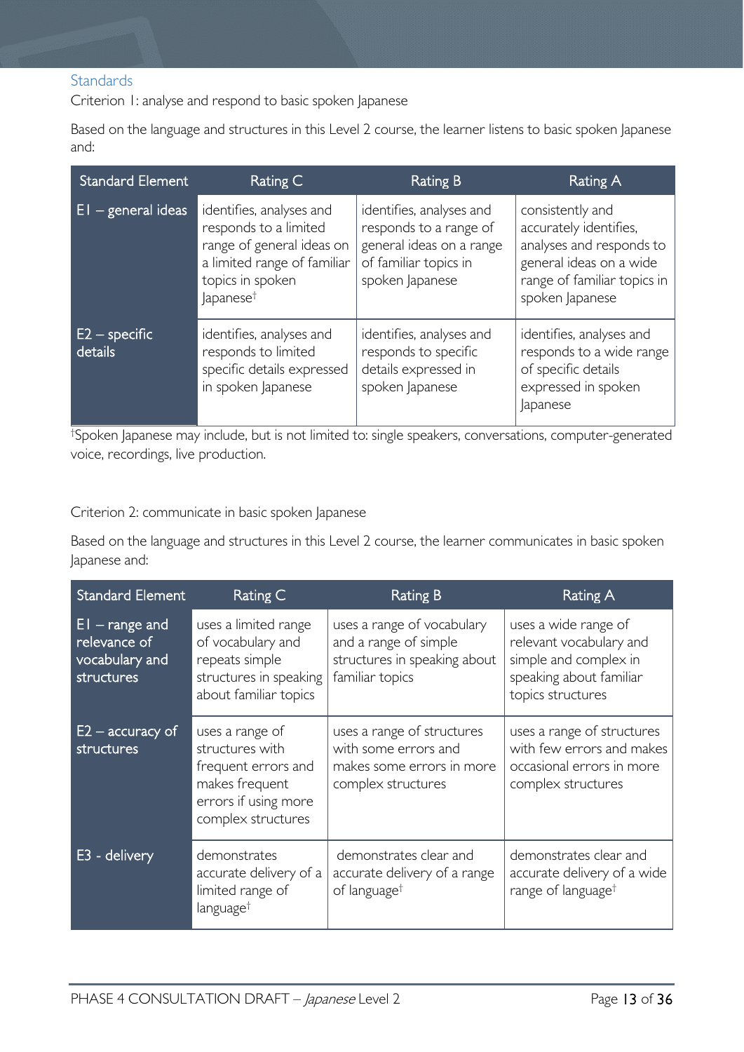## Standards

Criterion 1: analyse and respond to basic spoken Japanese

Based on the language and structures in this Level 2 course, the learner listens to basic spoken Japanese and:

| Standard Element | Rating C | Rating B | Rating A |
|---|---|---|---|
| E1 – general ideas | identifies, analyses and responds to a limited range of general ideas on a limited range of familiar topics in spoken Japanese† | identifies, analyses and responds to a range of general ideas on a range of familiar topics in spoken Japanese | consistently and accurately identifies, analyses and responds to general ideas on a wide range of familiar topics in spoken Japanese |
| E2 – specific details | identifies, analyses and responds to limited specific details expressed in spoken Japanese | identifies, analyses and responds to specific details expressed in spoken Japanese | identifies, analyses and responds to a wide range of specific details expressed in spoken Japanese |

†Spoken Japanese may include, but is not limited to: single speakers, conversations, computer-generated voice, recordings, live production.

Criterion 2: communicate in basic spoken Japanese

Based on the language and structures in this Level 2 course, the learner communicates in basic spoken Japanese and:

| Standard Element | Rating C | Rating B | Rating A |
|---|---|---|---|
| E1 – range and relevance of vocabulary and structures | uses a limited range of vocabulary and repeats simple structures in speaking about familiar topics | uses a range of vocabulary and a range of simple structures in speaking about familiar topics | uses a wide range of relevant vocabulary and simple and complex in speaking about familiar topics structures |
| E2 – accuracy of structures | uses a range of structures with frequent errors and makes frequent errors if using more complex structures | uses a range of structures with some errors and makes some errors in more complex structures | uses a range of structures with few errors and makes occasional errors in more complex structures |
| E3 - delivery | demonstrates accurate delivery of a limited range of language† | demonstrates clear and accurate delivery of a range of language† | demonstrates clear and accurate delivery of a wide range of language† |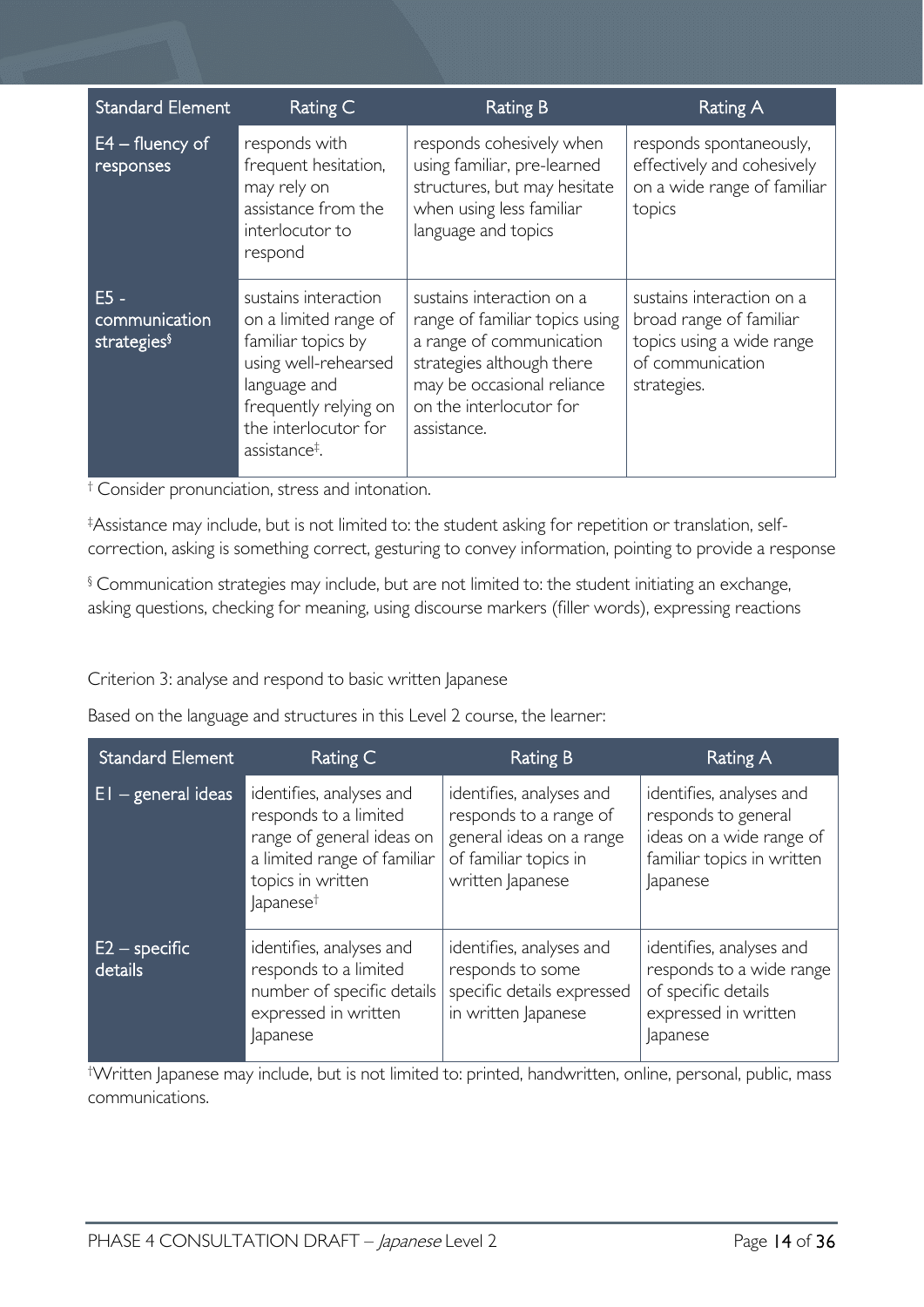| Standard Element | Rating C | Rating B | Rating A |
| --- | --- | --- | --- |
| E4 – fluency of responses | responds with frequent hesitation, may rely on assistance from the interlocutor to respond | responds cohesively when using familiar, pre-learned structures, but may hesitate when using less familiar language and topics | responds spontaneously, effectively and cohesively on a wide range of familiar topics |
| E5 - communication strategies§ | sustains interaction on a limited range of familiar topics by using well-rehearsed language and frequently relying on the interlocutor for assistance‡. | sustains interaction on a range of familiar topics using a range of communication strategies although there may be occasional reliance on the interlocutor for assistance. | sustains interaction on a broad range of familiar topics using a wide range of communication strategies. |

† Consider pronunciation, stress and intonation.

‡Assistance may include, but is not limited to: the student asking for repetition or translation, self-correction, asking is something correct, gesturing to convey information, pointing to provide a response

§ Communication strategies may include, but are not limited to: the student initiating an exchange, asking questions, checking for meaning, using discourse markers (filler words), expressing reactions

Criterion 3: analyse and respond to basic written Japanese

Based on the language and structures in this Level 2 course, the learner:

| Standard Element | Rating C | Rating B | Rating A |
| --- | --- | --- | --- |
| E1 – general ideas | identifies, analyses and responds to a limited range of general ideas on a limited range of familiar topics in written Japanese† | identifies, analyses and responds to a range of general ideas on a range of familiar topics in written Japanese | identifies, analyses and responds to general ideas on a wide range of familiar topics in written Japanese |
| E2 – specific details | identifies, analyses and responds to a limited number of specific details expressed in written Japanese | identifies, analyses and responds to some specific details expressed in written Japanese | identifies, analyses and responds to a wide range of specific details expressed in written Japanese |

†Written Japanese may include, but is not limited to: printed, handwritten, online, personal, public, mass communications.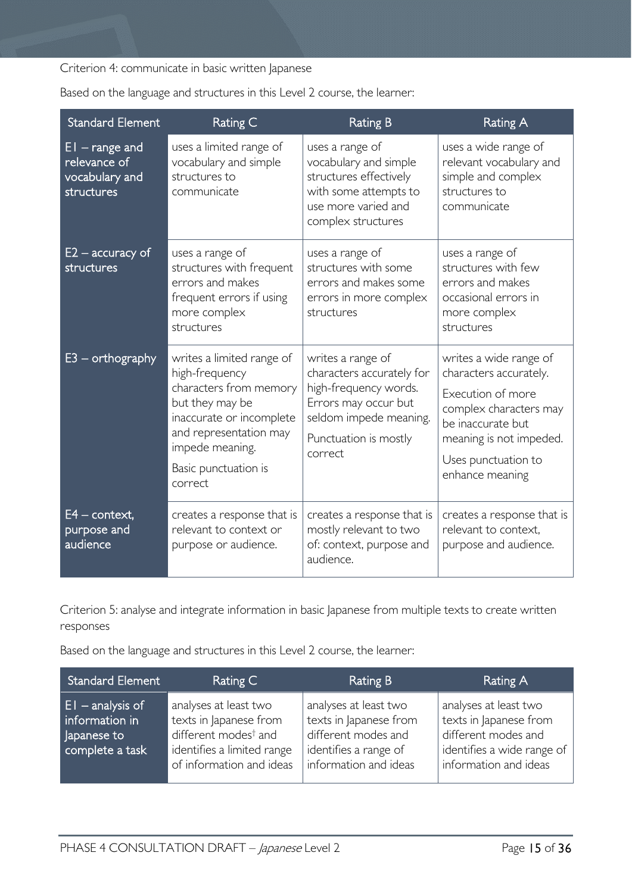Criterion 4: communicate in basic written Japanese

Based on the language and structures in this Level 2 course, the learner:

| Standard Element | Rating C | Rating B | Rating A |
|---|---|---|---|
| E1 – range and relevance of vocabulary and structures | uses a limited range of vocabulary and simple structures to communicate | uses a range of vocabulary and simple structures effectively with some attempts to use more varied and complex structures | uses a wide range of relevant vocabulary and simple and complex structures to communicate |
| E2 – accuracy of structures | uses a range of structures with frequent errors and makes frequent errors if using more complex structures | uses a range of structures with some errors and makes some errors in more complex structures | uses a range of structures with few errors and makes occasional errors in more complex structures |
| E3 – orthography | writes a limited range of high-frequency characters from memory but they may be inaccurate or incomplete and representation may impede meaning. Basic punctuation is correct | writes a range of characters accurately for high-frequency words. Errors may occur but seldom impede meaning. Punctuation is mostly correct | writes a wide range of characters accurately. Execution of more complex characters may be inaccurate but meaning is not impeded. Uses punctuation to enhance meaning |
| E4 – context, purpose and audience | creates a response that is relevant to context or purpose or audience. | creates a response that is mostly relevant to two of: context, purpose and audience. | creates a response that is relevant to context, purpose and audience. |

Criterion 5: analyse and integrate information in basic Japanese from multiple texts to create written responses

Based on the language and structures in this Level 2 course, the learner:

| Standard Element | Rating C | Rating B | Rating A |
|---|---|---|---|
| E1 – analysis of information in Japanese to complete a task | analyses at least two texts in Japanese from different modes† and identifies a limited range of information and ideas | analyses at least two texts in Japanese from different modes and identifies a range of information and ideas | analyses at least two texts in Japanese from different modes and identifies a wide range of information and ideas |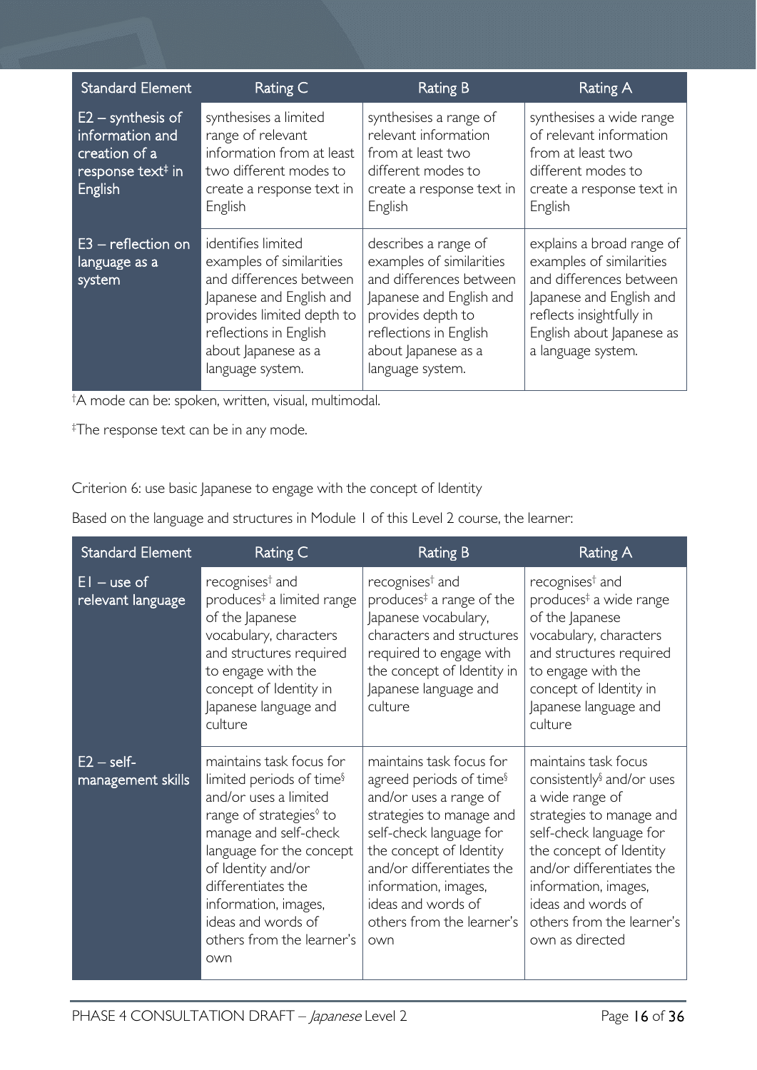| Standard Element | Rating C | Rating B | Rating A |
|---|---|---|---|
| E2 – synthesis of information and creation of a response text‡ in English | synthesises a limited range of relevant information from at least two different modes to create a response text in English | synthesises a range of relevant information from at least two different modes to create a response text in English | synthesises a wide range of relevant information from at least two different modes to create a response text in English |
| E3 – reflection on language as a system | identifies limited examples of similarities and differences between Japanese and English and provides limited depth to reflections in English about Japanese as a language system. | describes a range of examples of similarities and differences between Japanese and English and provides depth to reflections in English about Japanese as a language system. | explains a broad range of examples of similarities and differences between Japanese and English and reflects insightfully in English about Japanese as a language system. |

†A mode can be: spoken, written, visual, multimodal.

‡The response text can be in any mode.

Criterion 6: use basic Japanese to engage with the concept of Identity

Based on the language and structures in Module 1 of this Level 2 course, the learner:

| Standard Element | Rating C | Rating B | Rating A |
|---|---|---|---|
| E1 – use of relevant language | recognises† and produces‡ a limited range of the Japanese vocabulary, characters and structures required to engage with the concept of Identity in Japanese language and culture | recognises† and produces‡ a range of the Japanese vocabulary, characters and structures required to engage with the concept of Identity in Japanese language and culture | recognises† and produces‡ a wide range of the Japanese vocabulary, characters and structures required to engage with the concept of Identity in Japanese language and culture |
| E2 – self-management skills | maintains task focus for limited periods of time§ and/or uses a limited range of strategies◊ to manage and self-check language for the concept of Identity and/or differentiates the information, images, ideas and words of others from the learner's own | maintains task focus for agreed periods of time§ and/or uses a range of strategies to manage and self-check language for the concept of Identity and/or differentiates the information, images, ideas and words of others from the learner's own | maintains task focus consistently§ and/or uses a wide range of strategies to manage and self-check language for the concept of Identity and/or differentiates the information, images, ideas and words of others from the learner's own as directed |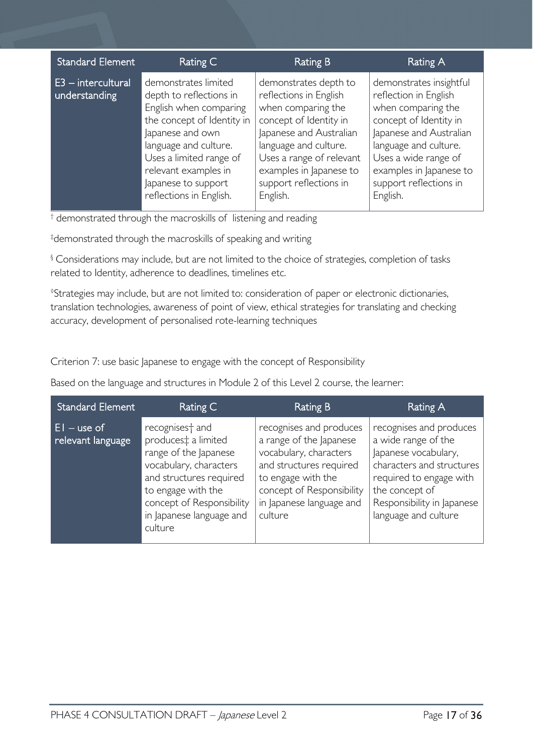| Standard Element | Rating C | Rating B | Rating A |
|---|---|---|---|
| E3 – intercultural understanding | demonstrates limited depth to reflections in English when comparing the concept of Identity in Japanese and own language and culture. Uses a limited range of relevant examples in Japanese to support reflections in English. | demonstrates depth to reflections in English when comparing the concept of Identity in Japanese and Australian language and culture. Uses a range of relevant examples in Japanese to support reflections in English. | demonstrates insightful reflection in English when comparing the concept of Identity in Japanese and Australian language and culture. Uses a wide range of examples in Japanese to support reflections in English. |

† demonstrated through the macroskills of listening and reading

‡demonstrated through the macroskills of speaking and writing

§ Considerations may include, but are not limited to the choice of strategies, completion of tasks related to Identity, adherence to deadlines, timelines etc.

◊Strategies may include, but are not limited to: consideration of paper or electronic dictionaries, translation technologies, awareness of point of view, ethical strategies for translating and checking accuracy, development of personalised rote-learning techniques

Criterion 7: use basic Japanese to engage with the concept of Responsibility

Based on the language and structures in Module 2 of this Level 2 course, the learner:

| Standard Element | Rating C | Rating B | Rating A |
|---|---|---|---|
| E1 – use of relevant language | recognises† and produces‡ a limited range of the Japanese vocabulary, characters and structures required to engage with the concept of Responsibility in Japanese language and culture | recognises and produces a range of the Japanese vocabulary, characters and structures required to engage with the concept of Responsibility in Japanese language and culture | recognises and produces a wide range of the Japanese vocabulary, characters and structures required to engage with the concept of Responsibility in Japanese language and culture |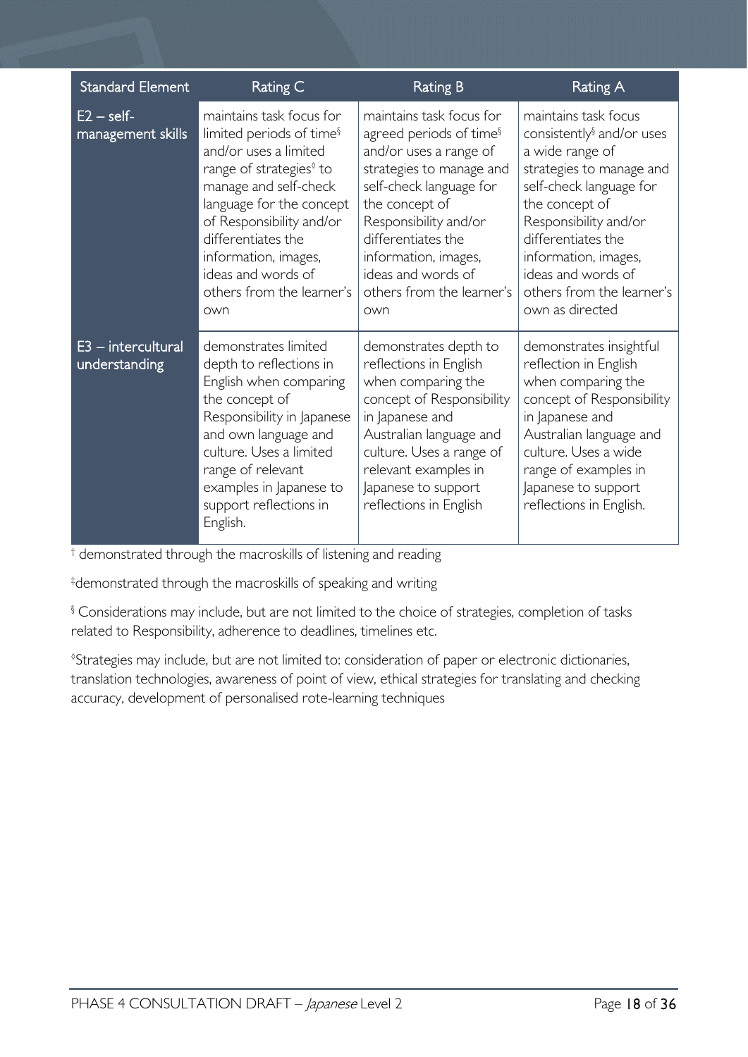| Standard Element | Rating C | Rating B | Rating A |
|---|---|---|---|
| E2 – self-management skills | maintains task focus for limited periods of time[§] and/or uses a limited range of strategies[◊] to manage and self-check language for the concept of Responsibility and/or differentiates the information, images, ideas and words of others from the learner's own | maintains task focus for agreed periods of time[§] and/or uses a range of strategies to manage and self-check language for the concept of Responsibility and/or differentiates the information, images, ideas and words of others from the learner's own | maintains task focus consistently[§] and/or uses a wide range of strategies to manage and self-check language for the concept of Responsibility and/or differentiates the information, images, ideas and words of others from the learner's own as directed |
| E3 – intercultural understanding | demonstrates limited depth to reflections in English when comparing the concept of Responsibility in Japanese and own language and culture. Uses a limited range of relevant examples in Japanese to support reflections in English. | demonstrates depth to reflections in English when comparing the concept of Responsibility in Japanese and Australian language and culture. Uses a range of relevant examples in Japanese to support reflections in English | demonstrates insightful reflection in English when comparing the concept of Responsibility in Japanese and Australian language and culture. Uses a wide range of examples in Japanese to support reflections in English. |

[†] demonstrated through the macroskills of listening and reading

[‡]demonstrated through the macroskills of speaking and writing

[§] Considerations may include, but are not limited to the choice of strategies, completion of tasks related to Responsibility, adherence to deadlines, timelines etc.

[◊]Strategies may include, but are not limited to: consideration of paper or electronic dictionaries, translation technologies, awareness of point of view, ethical strategies for translating and checking accuracy, development of personalised rote-learning techniques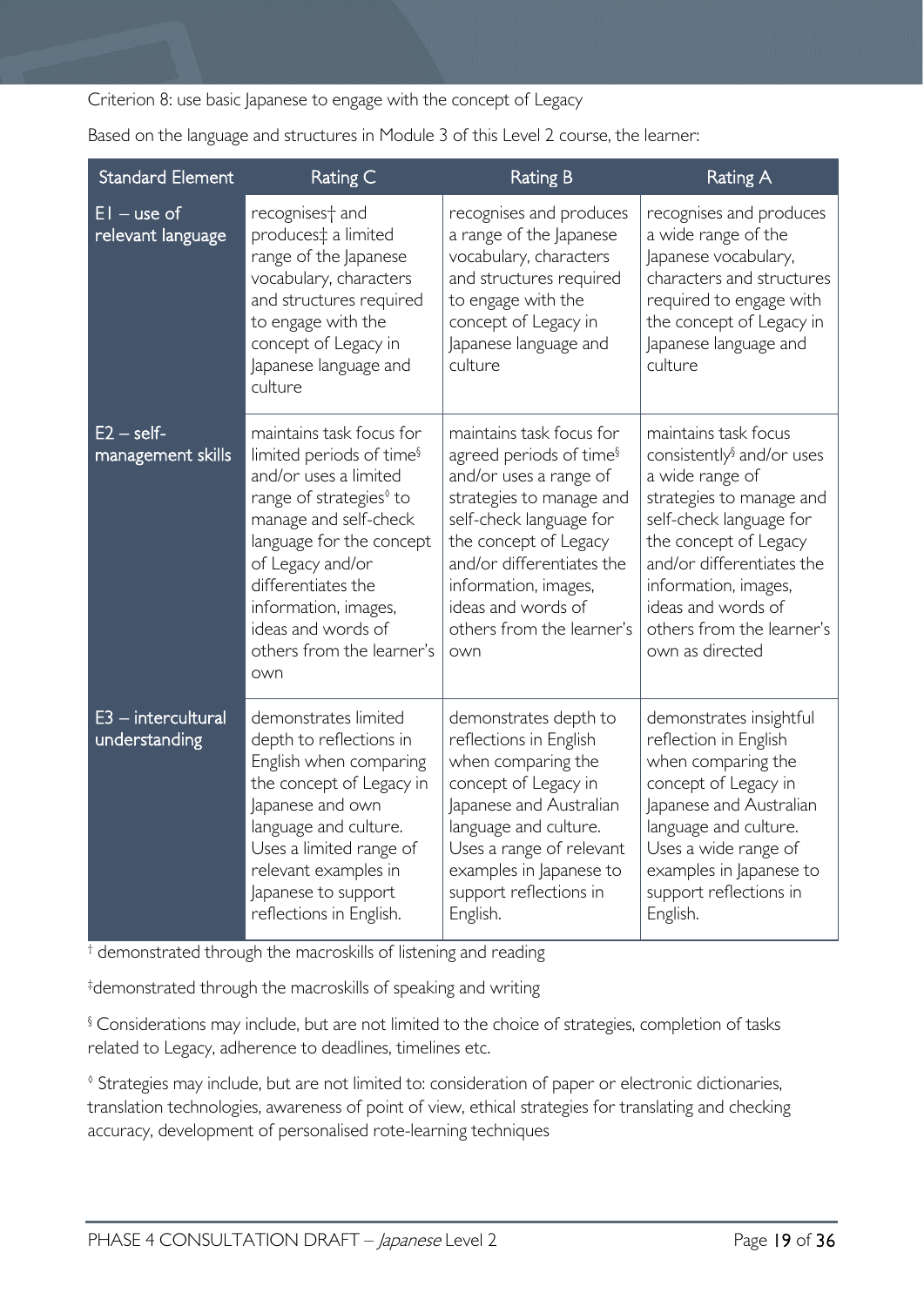Criterion 8: use basic Japanese to engage with the concept of Legacy

Based on the language and structures in Module 3 of this Level 2 course, the learner:

| Standard Element | Rating C | Rating B | Rating A |
|---|---|---|---|
| E1 – use of relevant language | recognises† and produces‡ a limited range of the Japanese vocabulary, characters and structures required to engage with the concept of Legacy in Japanese language and culture | recognises and produces a range of the Japanese vocabulary, characters and structures required to engage with the concept of Legacy in Japanese language and culture | recognises and produces a wide range of the Japanese vocabulary, characters and structures required to engage with the concept of Legacy in Japanese language and culture |
| E2 – self-management skills | maintains task focus for limited periods of time§ and/or uses a limited range of strategies◊ to manage and self-check language for the concept of Legacy and/or differentiates the information, images, ideas and words of others from the learner's own | maintains task focus for agreed periods of time§ and/or uses a range of strategies to manage and self-check language for the concept of Legacy and/or differentiates the information, images, ideas and words of others from the learner's own | maintains task focus consistently§ and/or uses a wide range of strategies to manage and self-check language for the concept of Legacy and/or differentiates the information, images, ideas and words of others from the learner's own as directed |
| E3 – intercultural understanding | demonstrates limited depth to reflections in English when comparing the concept of Legacy in Japanese and own language and culture. Uses a limited range of relevant examples in Japanese to support reflections in English. | demonstrates depth to reflections in English when comparing the concept of Legacy in Japanese and Australian language and culture. Uses a range of relevant examples in Japanese to support reflections in English. | demonstrates insightful reflection in English when comparing the concept of Legacy in Japanese and Australian language and culture. Uses a wide range of examples in Japanese to support reflections in English. |

† demonstrated through the macroskills of listening and reading

‡ demonstrated through the macroskills of speaking and writing

§ Considerations may include, but are not limited to the choice of strategies, completion of tasks related to Legacy, adherence to deadlines, timelines etc.

◊ Strategies may include, but are not limited to: consideration of paper or electronic dictionaries, translation technologies, awareness of point of view, ethical strategies for translating and checking accuracy, development of personalised rote-learning techniques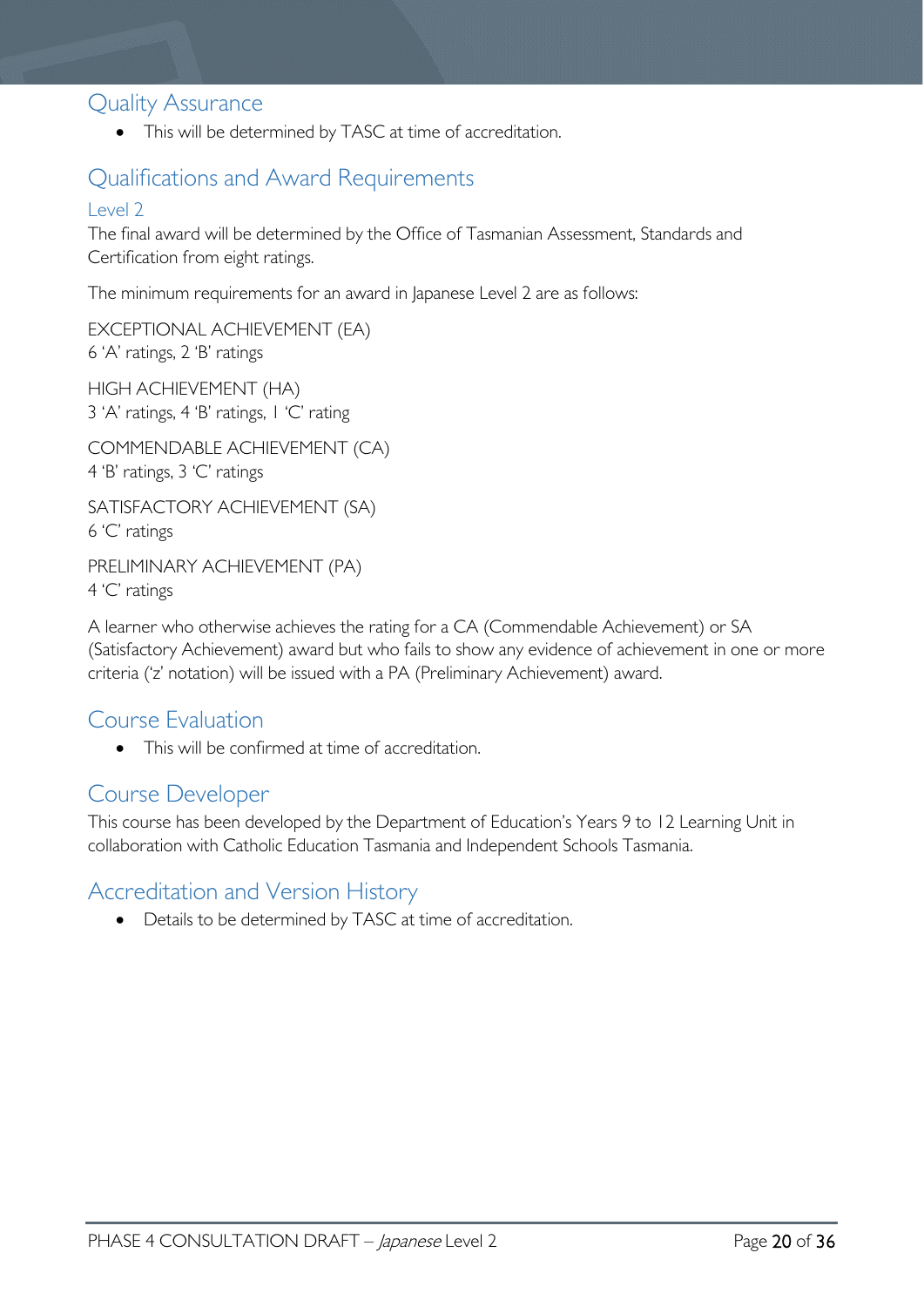## Quality Assurance

- This will be determined by TASC at time of accreditation.

## Qualifications and Award Requirements

### Level 2

The final award will be determined by the Office of Tasmanian Assessment, Standards and Certification from eight ratings.

The minimum requirements for an award in Japanese Level 2 are as follows:

EXCEPTIONAL ACHIEVEMENT (EA)
6 'A' ratings, 2 'B' ratings

HIGH ACHIEVEMENT (HA)
3 'A' ratings, 4 'B' ratings, 1 'C' rating

COMMENDABLE ACHIEVEMENT (CA)
4 'B' ratings, 3 'C' ratings

SATISFACTORY ACHIEVEMENT (SA)
6 'C' ratings

PRELIMINARY ACHIEVEMENT (PA)
4 'C' ratings

A learner who otherwise achieves the rating for a CA (Commendable Achievement) or SA (Satisfactory Achievement) award but who fails to show any evidence of achievement in one or more criteria ('z' notation) will be issued with a PA (Preliminary Achievement) award.

## Course Evaluation

- This will be confirmed at time of accreditation.

## Course Developer

This course has been developed by the Department of Education's Years 9 to 12 Learning Unit in collaboration with Catholic Education Tasmania and Independent Schools Tasmania.

## Accreditation and Version History

- Details to be determined by TASC at time of accreditation.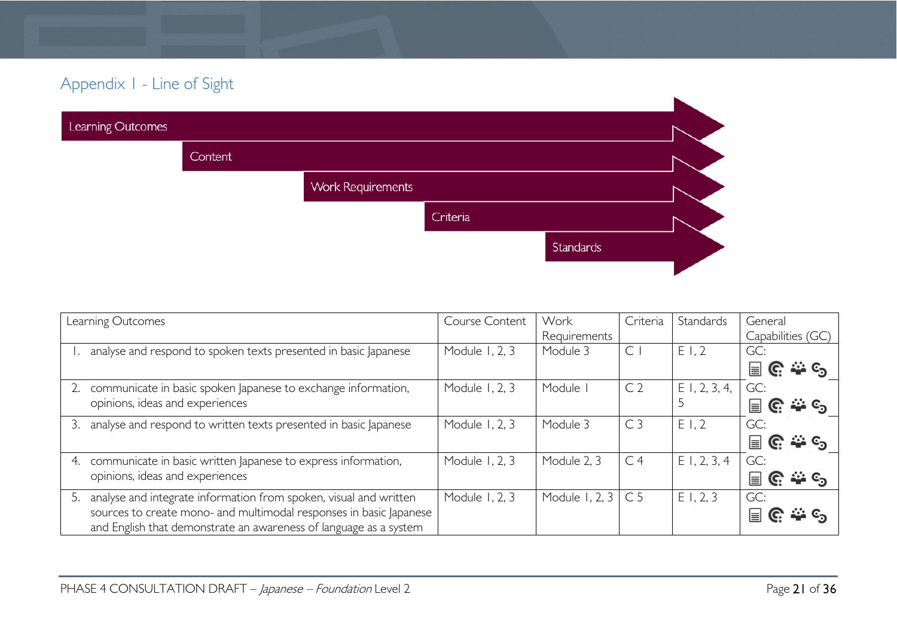## Appendix 1 - Line of Sight

Learning Outcomes

Content

Work Requirements

Criteria

Standards

| Learning Outcomes | Course Content | Work Requirements | Criteria | Standards | General Capabilities (GC) |
|---|---|---|---|---|---|
| 1. analyse and respond to spoken texts presented in basic Japanese | Module 1, 2, 3 | Module 3 | C 1 | E 1, 2 | GC: |
| 2. communicate in basic spoken Japanese to exchange information, opinions, ideas and experiences | Module 1, 2, 3 | Module 1 | C 2 | E 1, 2, 3, 4, 5 | GC: |
| 3. analyse and respond to written texts presented in basic Japanese | Module 1, 2, 3 | Module 3 | C 3 | E 1, 2 | GC: |
| 4. communicate in basic written Japanese to express information, opinions, ideas and experiences | Module 1, 2, 3 | Module 2, 3 | C 4 | E 1, 2, 3, 4 | GC: |
| 5. analyse and integrate information from spoken, visual and written sources to create mono- and multimodal responses in basic Japanese and English that demonstrate an awareness of language as a system | Module 1, 2, 3 | Module 1, 2, 3 | C 5 | E 1, 2, 3 | GC: |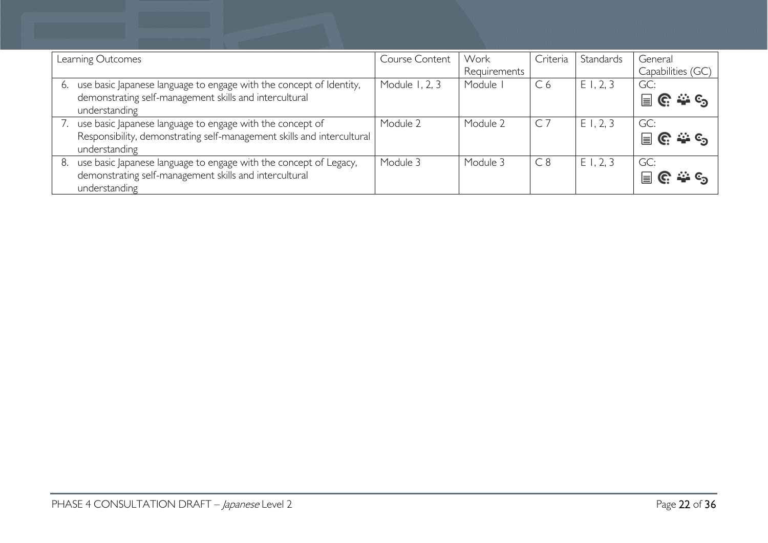| Learning Outcomes | Course Content | Work Requirements | Criteria | Standards | General Capabilities (GC) |
|---|---|---|---|---|---|
| 6. use basic Japanese language to engage with the concept of Identity, demonstrating self-management skills and intercultural understanding | Module 1, 2, 3 | Module 1 | C 6 | E 1, 2, 3 | GC: |
| 7. use basic Japanese language to engage with the concept of Responsibility, demonstrating self-management skills and intercultural understanding | Module 2 | Module 2 | C 7 | E 1, 2, 3 | GC: |
| 8. use basic Japanese language to engage with the concept of Legacy, demonstrating self-management skills and intercultural understanding | Module 3 | Module 3 | C 8 | E 1, 2, 3 | GC: |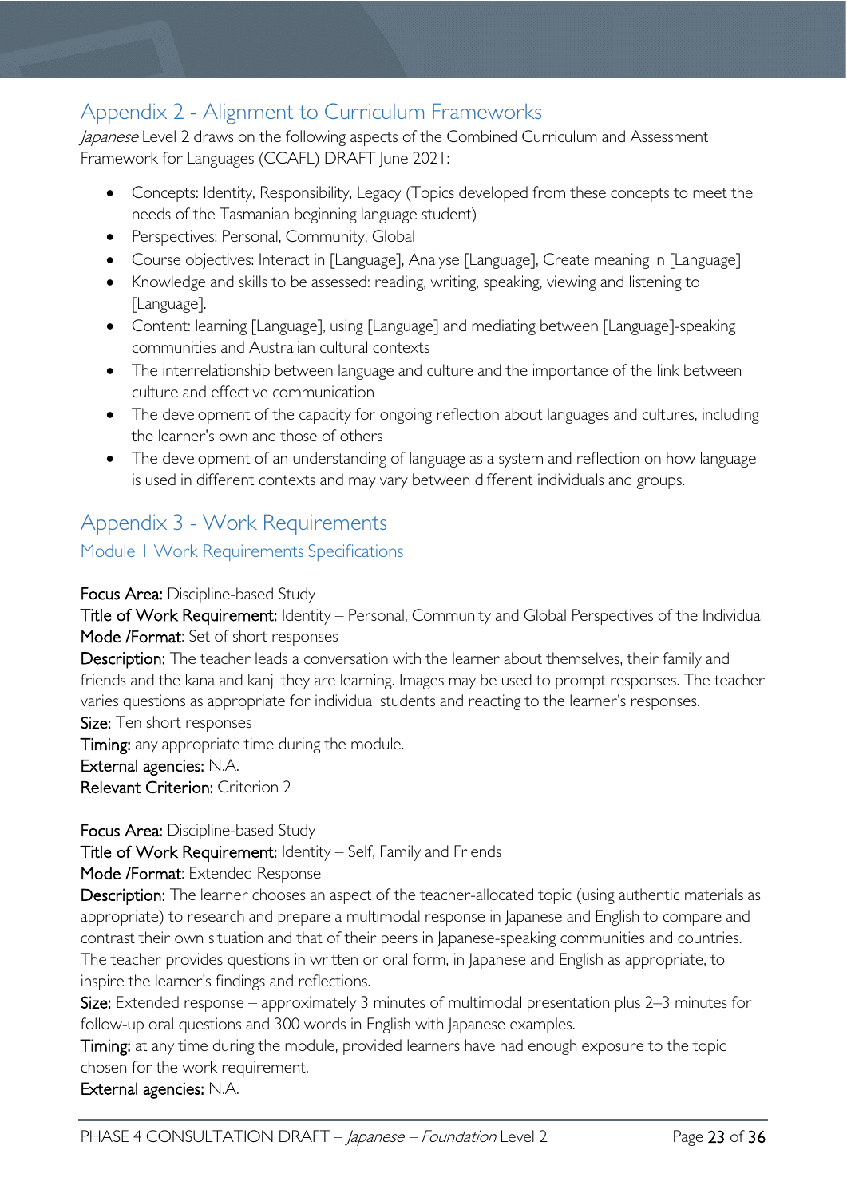## Appendix 2 - Alignment to Curriculum Frameworks

*Japanese* Level 2 draws on the following aspects of the Combined Curriculum and Assessment Framework for Languages (CCAFL) DRAFT June 2021:

- Concepts: Identity, Responsibility, Legacy (Topics developed from these concepts to meet the needs of the Tasmanian beginning language student)
- Perspectives: Personal, Community, Global
- Course objectives: Interact in [Language], Analyse [Language], Create meaning in [Language]
- Knowledge and skills to be assessed: reading, writing, speaking, viewing and listening to [Language].
- Content: learning [Language], using [Language] and mediating between [Language]-speaking communities and Australian cultural contexts
- The interrelationship between language and culture and the importance of the link between culture and effective communication
- The development of the capacity for ongoing reflection about languages and cultures, including the learner's own and those of others
- The development of an understanding of language as a system and reflection on how language is used in different contexts and may vary between different individuals and groups.

## Appendix 3 - Work Requirements

### Module 1 Work Requirements Specifications

**Focus Area:** Discipline-based Study
**Title of Work Requirement:** Identity – Personal, Community and Global Perspectives of the Individual
**Mode /Format**: Set of short responses
**Description:** The teacher leads a conversation with the learner about themselves, their family and friends and the kana and kanji they are learning. Images may be used to prompt responses. The teacher varies questions as appropriate for individual students and reacting to the learner's responses.
**Size:** Ten short responses
**Timing:** any appropriate time during the module.
**External agencies:** N.A.
**Relevant Criterion:** Criterion 2

**Focus Area:** Discipline-based Study
**Title of Work Requirement:** Identity – Self, Family and Friends
**Mode /Format**: Extended Response
**Description:** The learner chooses an aspect of the teacher-allocated topic (using authentic materials as appropriate) to research and prepare a multimodal response in Japanese and English to compare and contrast their own situation and that of their peers in Japanese-speaking communities and countries. The teacher provides questions in written or oral form, in Japanese and English as appropriate, to inspire the learner's findings and reflections.
**Size:** Extended response – approximately 3 minutes of multimodal presentation plus 2–3 minutes for follow-up oral questions and 300 words in English with Japanese examples.
**Timing:** at any time during the module, provided learners have had enough exposure to the topic chosen for the work requirement.
**External agencies:** N.A.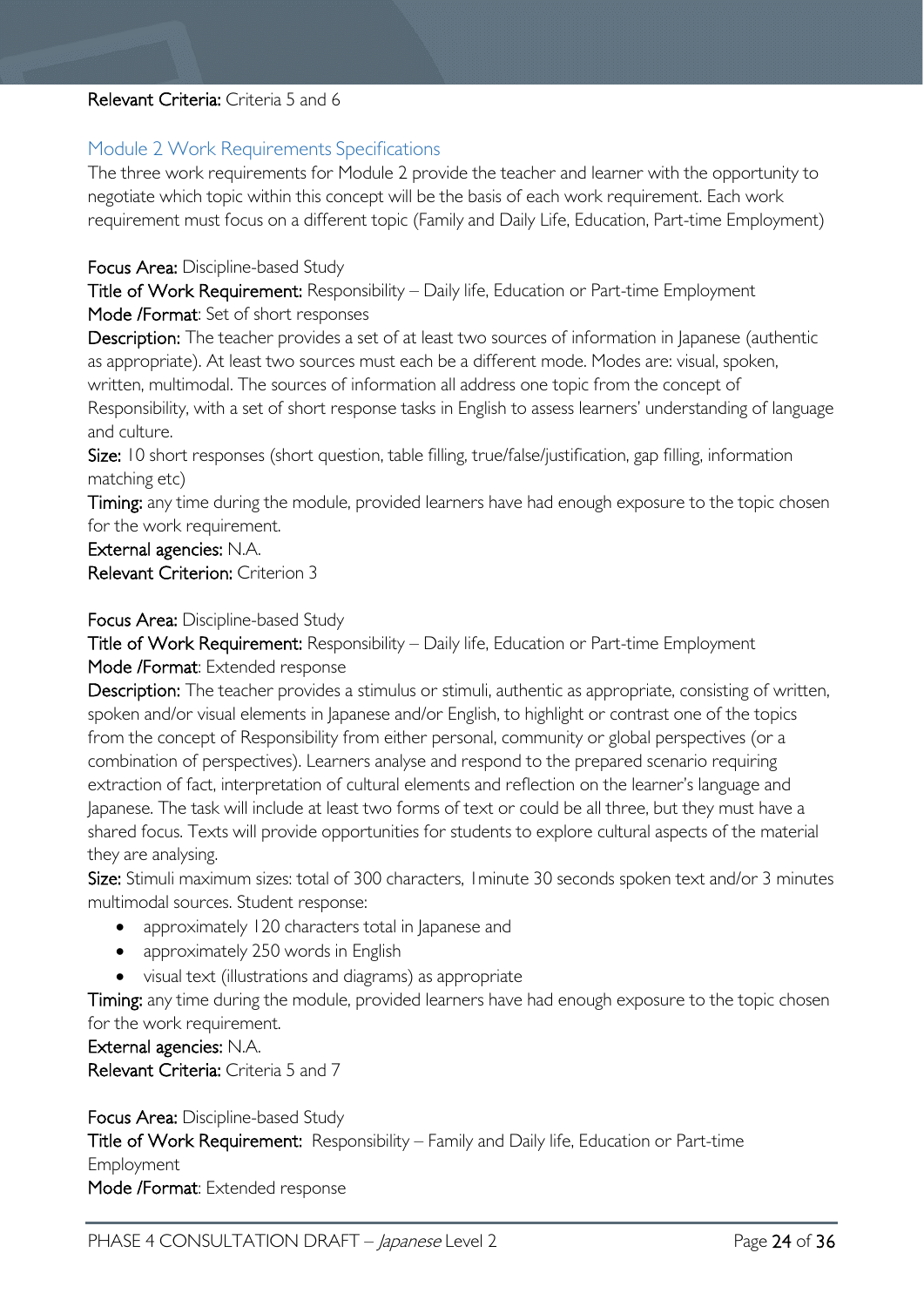**Relevant Criteria:** Criteria 5 and 6

## Module 2 Work Requirements Specifications

The three work requirements for Module 2 provide the teacher and learner with the opportunity to negotiate which topic within this concept will be the basis of each work requirement. Each work requirement must focus on a different topic (Family and Daily Life, Education, Part-time Employment)

**Focus Area:** Discipline-based Study

**Title of Work Requirement:** Responsibility – Daily life, Education or Part-time Employment

**Mode /Format**: Set of short responses

**Description:** The teacher provides a set of at least two sources of information in Japanese (authentic as appropriate). At least two sources must each be a different mode. Modes are: visual, spoken, written, multimodal. The sources of information all address one topic from the concept of Responsibility, with a set of short response tasks in English to assess learners' understanding of language and culture.

**Size:** 10 short responses (short question, table filling, true/false/justification, gap filling, information matching etc)

**Timing:** any time during the module, provided learners have had enough exposure to the topic chosen for the work requirement.

**External agencies:** N.A.

**Relevant Criterion:** Criterion 3

**Focus Area:** Discipline-based Study

**Title of Work Requirement:** Responsibility – Daily life, Education or Part-time Employment

**Mode /Format**: Extended response

**Description:** The teacher provides a stimulus or stimuli, authentic as appropriate, consisting of written, spoken and/or visual elements in Japanese and/or English, to highlight or contrast one of the topics from the concept of Responsibility from either personal, community or global perspectives (or a combination of perspectives). Learners analyse and respond to the prepared scenario requiring extraction of fact, interpretation of cultural elements and reflection on the learner's language and Japanese. The task will include at least two forms of text or could be all three, but they must have a shared focus. Texts will provide opportunities for students to explore cultural aspects of the material they are analysing.

**Size:** Stimuli maximum sizes: total of 300 characters, 1minute 30 seconds spoken text and/or 3 minutes multimodal sources. Student response:

- approximately 120 characters total in Japanese and
- approximately 250 words in English
- visual text (illustrations and diagrams) as appropriate

**Timing:** any time during the module, provided learners have had enough exposure to the topic chosen for the work requirement.

**External agencies:** N.A.

**Relevant Criteria:** Criteria 5 and 7

**Focus Area:** Discipline-based Study

**Title of Work Requirement:** Responsibility – Family and Daily life, Education or Part-time Employment

**Mode /Format**: Extended response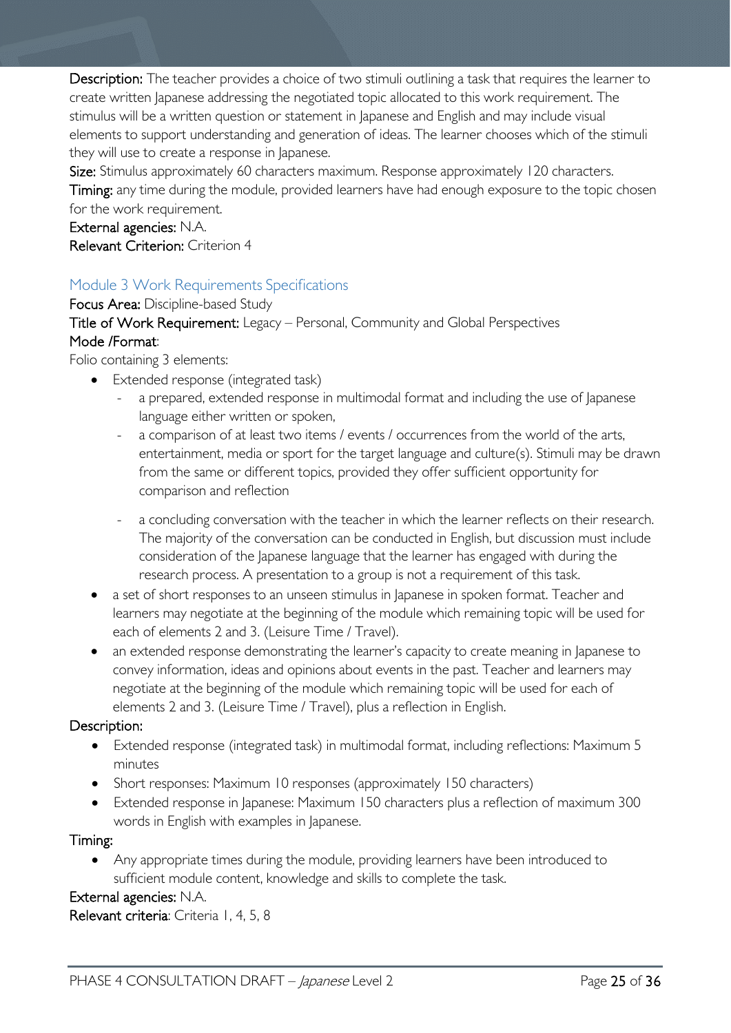**Description:** The teacher provides a choice of two stimuli outlining a task that requires the learner to create written Japanese addressing the negotiated topic allocated to this work requirement. The stimulus will be a written question or statement in Japanese and English and may include visual elements to support understanding and generation of ideas. The learner chooses which of the stimuli they will use to create a response in Japanese.

**Size:** Stimulus approximately 60 characters maximum. Response approximately 120 characters.

**Timing:** any time during the module, provided learners have had enough exposure to the topic chosen for the work requirement.

**External agencies:** N.A.

**Relevant Criterion:** Criterion 4

## Module 3 Work Requirements Specifications

**Focus Area:** Discipline-based Study

**Title of Work Requirement:** Legacy – Personal, Community and Global Perspectives

**Mode /Format**:

Folio containing 3 elements:

- Extended response (integrated task)
  - a prepared, extended response in multimodal format and including the use of Japanese language either written or spoken,
  - a comparison of at least two items / events / occurrences from the world of the arts, entertainment, media or sport for the target language and culture(s). Stimuli may be drawn from the same or different topics, provided they offer sufficient opportunity for comparison and reflection
  - a concluding conversation with the teacher in which the learner reflects on their research. The majority of the conversation can be conducted in English, but discussion must include consideration of the Japanese language that the learner has engaged with during the research process. A presentation to a group is not a requirement of this task.
- a set of short responses to an unseen stimulus in Japanese in spoken format. Teacher and learners may negotiate at the beginning of the module which remaining topic will be used for each of elements 2 and 3. (Leisure Time / Travel).
- an extended response demonstrating the learner's capacity to create meaning in Japanese to convey information, ideas and opinions about events in the past. Teacher and learners may negotiate at the beginning of the module which remaining topic will be used for each of elements 2 and 3. (Leisure Time / Travel), plus a reflection in English.

**Description:**

- Extended response (integrated task) in multimodal format, including reflections: Maximum 5 minutes
- Short responses: Maximum 10 responses (approximately 150 characters)
- Extended response in Japanese: Maximum 150 characters plus a reflection of maximum 300 words in English with examples in Japanese.

**Timing:**

- Any appropriate times during the module, providing learners have been introduced to sufficient module content, knowledge and skills to complete the task.

**External agencies:** N.A.

**Relevant criteria**: Criteria 1, 4, 5, 8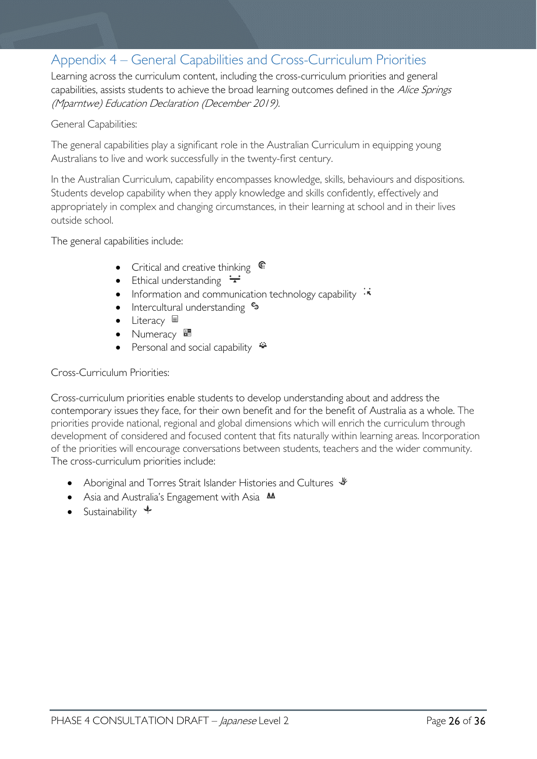## Appendix 4 – General Capabilities and Cross-Curriculum Priorities

Learning across the curriculum content, including the cross-curriculum priorities and general capabilities, assists students to achieve the broad learning outcomes defined in the *Alice Springs (Mparntwe) Education Declaration (December 2019).*

General Capabilities:

The general capabilities play a significant role in the Australian Curriculum in equipping young Australians to live and work successfully in the twenty-first century.

In the Australian Curriculum, capability encompasses knowledge, skills, behaviours and dispositions. Students develop capability when they apply knowledge and skills confidently, effectively and appropriately in complex and changing circumstances, in their learning at school and in their lives outside school.

The general capabilities include:

- Critical and creative thinking
- Ethical understanding
- Information and communication technology capability
- Intercultural understanding
- Literacy
- Numeracy
- Personal and social capability

Cross-Curriculum Priorities:

Cross-curriculum priorities enable students to develop understanding about and address the contemporary issues they face, for their own benefit and for the benefit of Australia as a whole. The priorities provide national, regional and global dimensions which will enrich the curriculum through development of considered and focused content that fits naturally within learning areas. Incorporation of the priorities will encourage conversations between students, teachers and the wider community. The cross-curriculum priorities include:

- Aboriginal and Torres Strait Islander Histories and Cultures
- Asia and Australia's Engagement with Asia
- Sustainability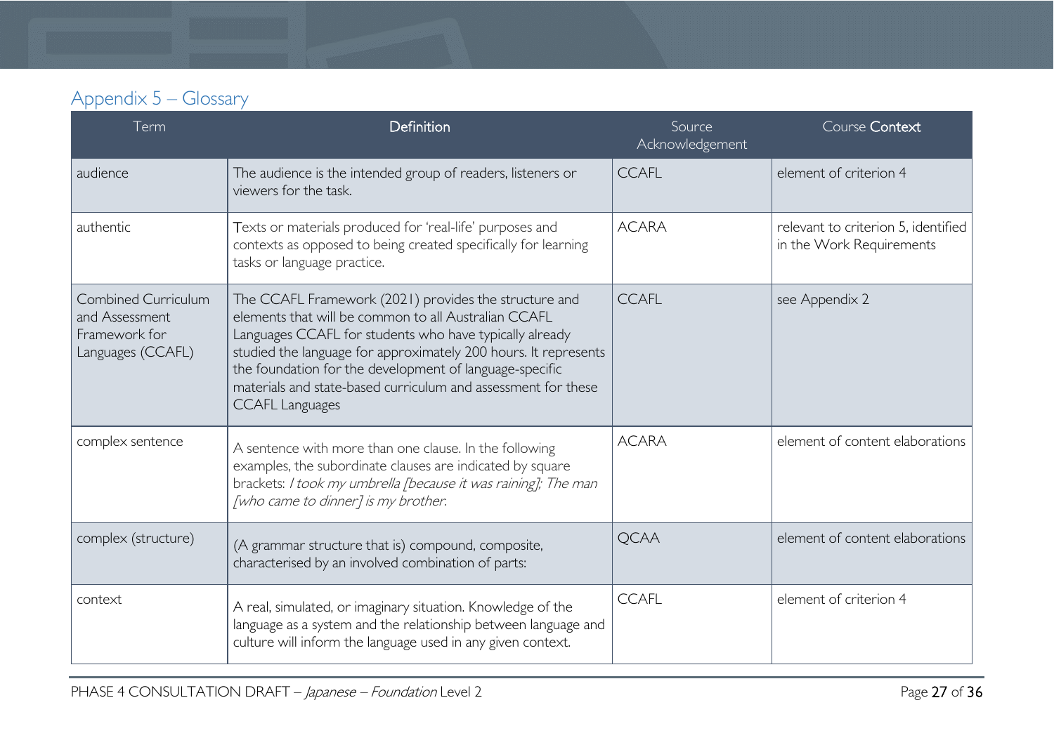## Appendix 5 – Glossary

| Term | Definition | Source Acknowledgement | Course Context |
|---|---|---|---|
| audience | The audience is the intended group of readers, listeners or viewers for the task. | CCAFL | element of criterion 4 |
| authentic | Texts or materials produced for 'real-life' purposes and contexts as opposed to being created specifically for learning tasks or language practice. | ACARA | relevant to criterion 5, identified in the Work Requirements |
| Combined Curriculum and Assessment Framework for Languages (CCAFL) | The CCAFL Framework (2021) provides the structure and elements that will be common to all Australian CCAFL Languages CCAFL for students who have typically already studied the language for approximately 200 hours. It represents the foundation for the development of language-specific materials and state-based curriculum and assessment for these CCAFL Languages | CCAFL | see Appendix 2 |
| complex sentence | A sentence with more than one clause. In the following examples, the subordinate clauses are indicated by square brackets: *I took my umbrella [because it was raining]; The man [who came to dinner] is my brother.* | ACARA | element of content elaborations |
| complex (structure) | (A grammar structure that is) compound, composite, characterised by an involved combination of parts: | QCAA | element of content elaborations |
| context | A real, simulated, or imaginary situation. Knowledge of the language as a system and the relationship between language and culture will inform the language used in any given context. | CCAFL | element of criterion 4 |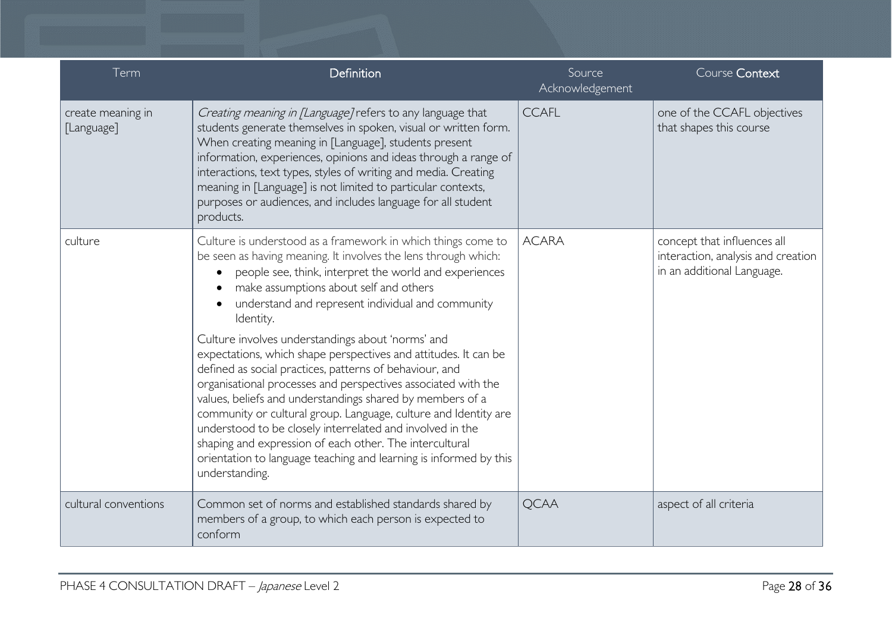| Term | Definition | Source Acknowledgement | Course Context |
|---|---|---|---|
| create meaning in [Language] | *Creating meaning in [Language]* refers to any language that students generate themselves in spoken, visual or written form. When creating meaning in [Language], students present information, experiences, opinions and ideas through a range of interactions, text types, styles of writing and media. Creating meaning in [Language] is not limited to particular contexts, purposes or audiences, and includes language for all student products. | CCAFL | one of the CCAFL objectives that shapes this course |
| culture | Culture is understood as a framework in which things come to be seen as having meaning. It involves the lens through which: <br>• people see, think, interpret the world and experiences <br>• make assumptions about self and others <br>• understand and represent individual and community Identity. <br><br>Culture involves understandings about 'norms' and expectations, which shape perspectives and attitudes. It can be defined as social practices, patterns of behaviour, and organisational processes and perspectives associated with the values, beliefs and understandings shared by members of a community or cultural group. Language, culture and Identity are understood to be closely interrelated and involved in the shaping and expression of each other. The intercultural orientation to language teaching and learning is informed by this understanding. | ACARA | concept that influences all interaction, analysis and creation in an additional Language. |
| cultural conventions | Common set of norms and established standards shared by members of a group, to which each person is expected to conform | QCAA | aspect of all criteria |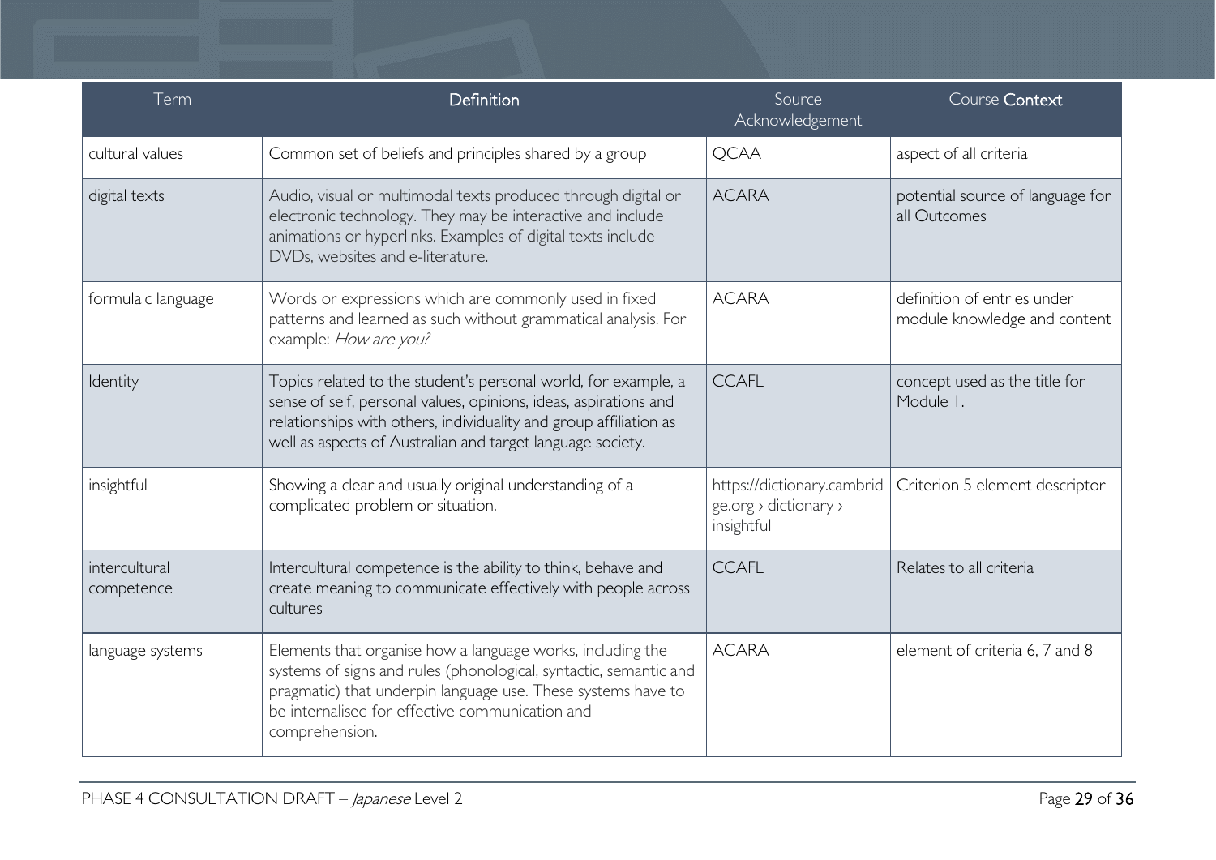| Term | Definition | Source Acknowledgement | Course Context |
| --- | --- | --- | --- |
| cultural values | Common set of beliefs and principles shared by a group | QCAA | aspect of all criteria |
| digital texts | Audio, visual or multimodal texts produced through digital or electronic technology. They may be interactive and include animations or hyperlinks. Examples of digital texts include DVDs, websites and e-literature. | ACARA | potential source of language for all Outcomes |
| formulaic language | Words or expressions which are commonly used in fixed patterns and learned as such without grammatical analysis. For example: *How are you?* | ACARA | definition of entries under module knowledge and content |
| Identity | Topics related to the student's personal world, for example, a sense of self, personal values, opinions, ideas, aspirations and relationships with others, individuality and group affiliation as well as aspects of Australian and target language society. | CCAFL | concept used as the title for Module 1. |
| insightful | Showing a clear and usually original understanding of a complicated problem or situation. | https://dictionary.cambridge.org › dictionary › insightful | Criterion 5 element descriptor |
| intercultural competence | Intercultural competence is the ability to think, behave and create meaning to communicate effectively with people across cultures | CCAFL | Relates to all criteria |
| language systems | Elements that organise how a language works, including the systems of signs and rules (phonological, syntactic, semantic and pragmatic) that underpin language use. These systems have to be internalised for effective communication and comprehension. | ACARA | element of criteria 6, 7 and 8 |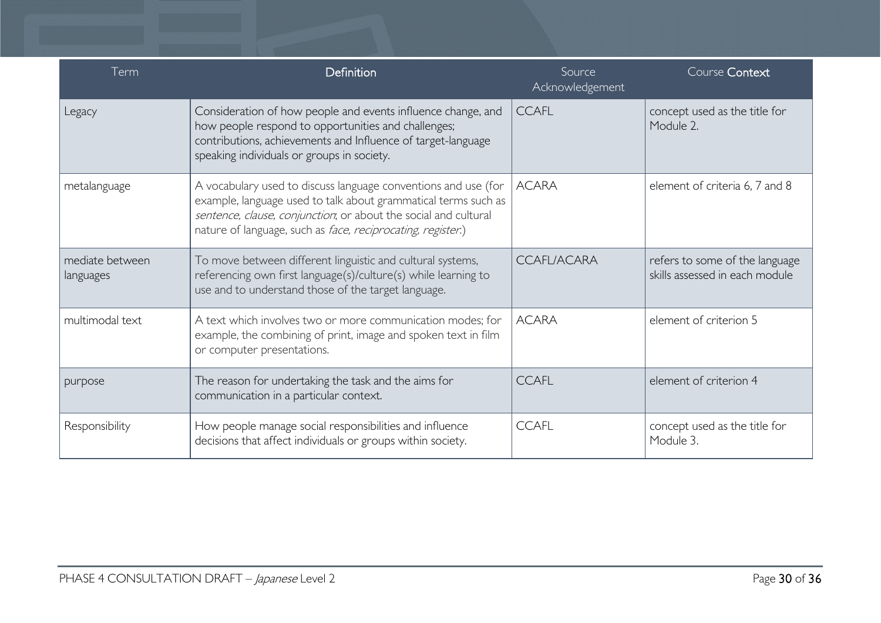| Term | Definition | Source Acknowledgement | Course Context |
|---|---|---|---|
| Legacy | Consideration of how people and events influence change, and how people respond to opportunities and challenges; contributions, achievements and Influence of target-language speaking individuals or groups in society. | CCAFL | concept used as the title for Module 2. |
| metalanguage | A vocabulary used to discuss language conventions and use (for example, language used to talk about grammatical terms such as *sentence, clause, conjunction*; or about the social and cultural nature of language, such as *face, reciprocating, register*.) | ACARA | element of criteria 6, 7 and 8 |
| mediate between languages | To move between different linguistic and cultural systems, referencing own first language(s)/culture(s) while learning to use and to understand those of the target language. | CCAFL/ACARA | refers to some of the language skills assessed in each module |
| multimodal text | A text which involves two or more communication modes; for example, the combining of print, image and spoken text in film or computer presentations. | ACARA | element of criterion 5 |
| purpose | The reason for undertaking the task and the aims for communication in a particular context. | CCAFL | element of criterion 4 |
| Responsibility | How people manage social responsibilities and influence decisions that affect individuals or groups within society. | CCAFL | concept used as the title for Module 3. |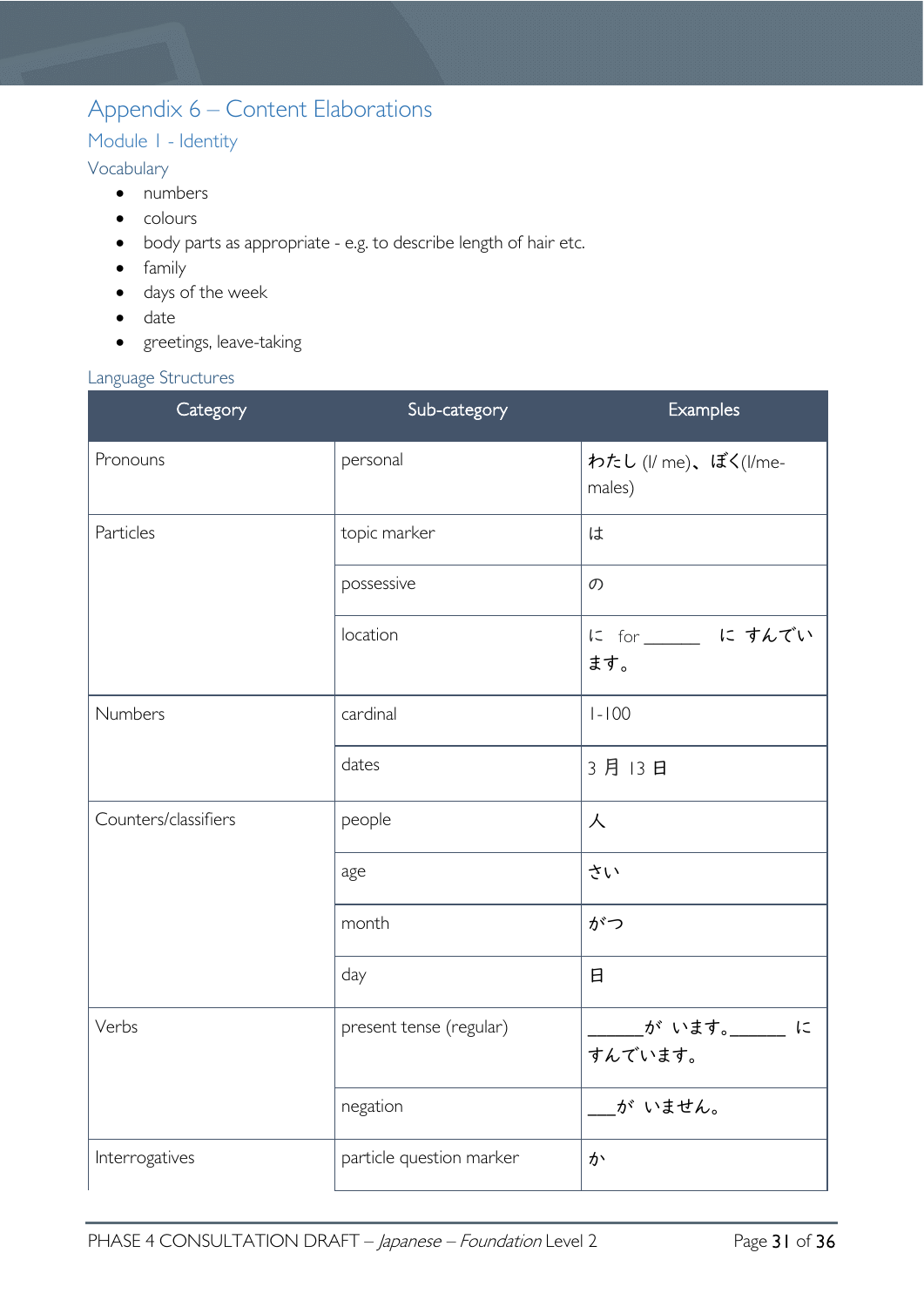# Appendix 6 – Content Elaborations

## Module 1 - Identity

### Vocabulary

- numbers
- colours
- body parts as appropriate - e.g. to describe length of hair etc.
- family
- days of the week
- date
- greetings, leave-taking

### Language Structures

| Category | Sub-category | Examples |
|---|---|---|
| Pronouns | personal | わたし (I/ me)、ぼく(I/me-males) |
| Particles | topic marker | は |
| | possessive | の |
| | location | に for ______ に すんでいます。 |
| Numbers | cardinal | 1-100 |
| | dates | 3 月 13 日 |
| Counters/classifiers | people | 人 |
| | age | さい |
| | month | がつ |
| | day | 日 |
| Verbs | present tense (regular) | ______が います。______ に すんでいます。 |
| | negation | ___が いません。 |
| Interrogatives | particle question marker | か |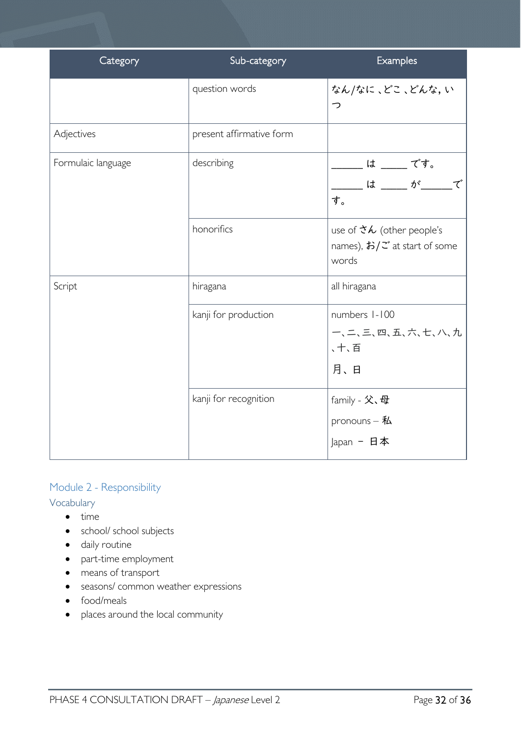| Category | Sub-category | Examples |
|---|---|---|
| | question words | なん/なに 、どこ 、どんな, いつ |
| Adjectives | present affirmative form | |
| Formulaic language | describing | _____ は _____ です。<br>_____ は _____ が_____です。 |
| | honorifics | use of さん (other people's names), お/ご at start of some words |
| Script | hiragana | all hiragana |
| | kanji for production | numbers 1-100<br>一、二、三、四、五、六、七、八、九、十、百<br>月、日 |
| | kanji for recognition | family - 父、母<br>pronouns – 私<br>Japan – 日本 |

## Module 2 - Responsibility

### Vocabulary

- time
- school/ school subjects
- daily routine
- part-time employment
- means of transport
- seasons/ common weather expressions
- food/meals
- places around the local community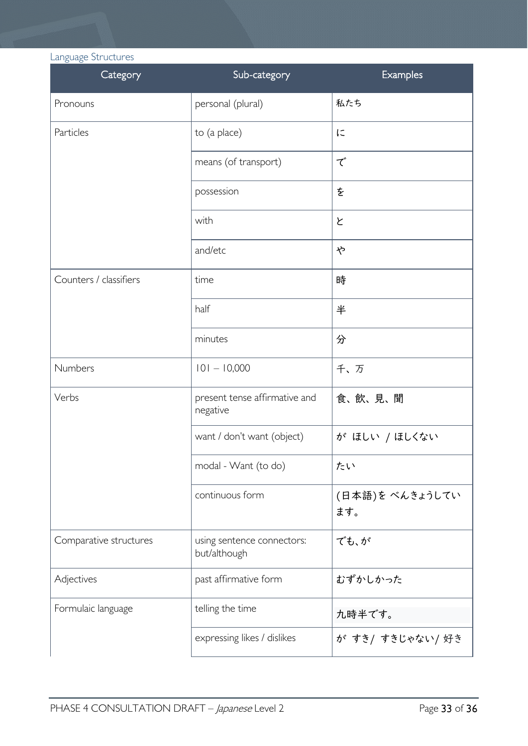### Language Structures

| Category | Sub-category | Examples |
|---|---|---|
| Pronouns | personal (plural) | 私たち |
| Particles | to (a place) | に |
| | means (of transport) | で |
| | possession | を |
| | with | と |
| | and/etc | や |
| Counters / classifiers | time | 時 |
| | half | 半 |
| | minutes | 分 |
| Numbers | 101 – 10,000 | 千、万 |
| Verbs | present tense affirmative and negative | 食、飲、見、聞 |
| | want / don't want (object) | が ほしい / ほしくない |
| | modal - Want (to do) | たい |
| | continuous form | (日本語)を べんきょうしています。 |
| Comparative structures | using sentence connectors: but/although | でも、が |
| Adjectives | past affirmative form | むずかしかった |
| Formulaic language | telling the time | 九時半です。 |
| | expressing likes / dislikes | が すき/ すきじゃない/ 好き |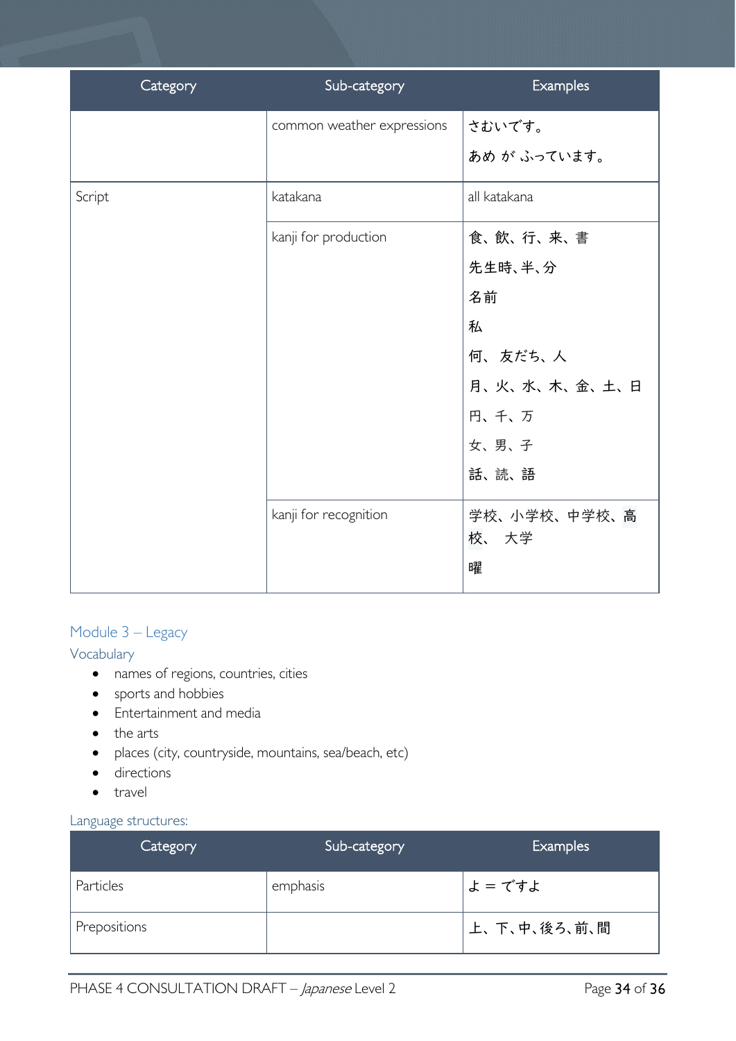| Category | Sub-category | Examples |
|---|---|---|
| | common weather expressions | さむいです。<br>あめ が ふっています。 |
| Script | katakana | all katakana |
| | kanji for production | 食、飲、行、来、書<br>先生時、半、分<br>名前<br>私<br>何、 友だち、人<br>月、火、水、木、金、土、日<br>円、千、万<br>女、男、子<br>話、読、語 |
| | kanji for recognition | 学校、小学校、中学校、高校、 大学<br>曜 |

## Module 3 – Legacy

### Vocabulary

- names of regions, countries, cities
- sports and hobbies
- Entertainment and media
- the arts
- places (city, countryside, mountains, sea/beach, etc)
- directions
- travel

### Language structures:

| Category | Sub-category | Examples |
|---|---|---|
| Particles | emphasis | よ = ですよ |
| Prepositions | | 上、下、中、後ろ、前、間 |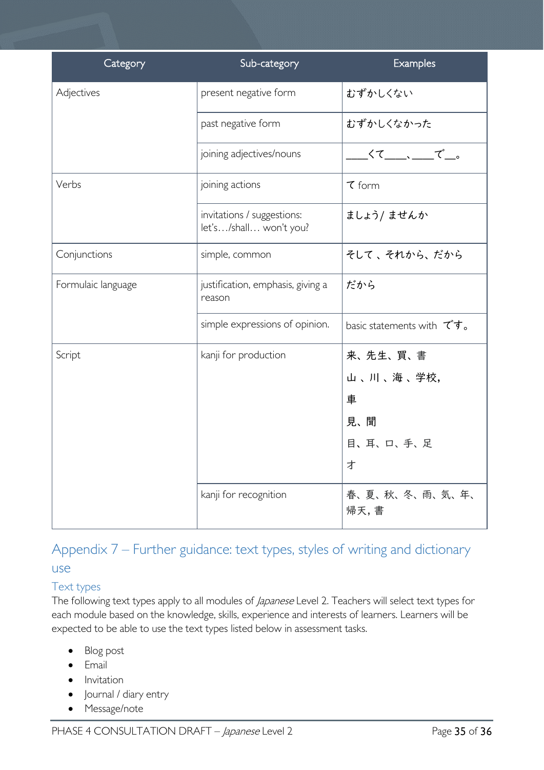| Category | Sub-category | Examples |
|---|---|---|
| Adjectives | present negative form | むずかしくない |
| | past negative form | むずかしくなかった |
| | joining adjectives/nouns | \_\_\_\_くて\_\_\_\_、\_\_\_\_で\_\_。 |
| Verbs | joining actions | て form |
| | invitations / suggestions: let's…/shall… won't you? | ましょう/ ませんか |
| Conjunctions | simple, common | そして 、それから、だから |
| Formulaic language | justification, emphasis, giving a reason | だから |
| | simple expressions of opinion. | basic statements with です。 |
| Script | kanji for production | 来、先生、買、書<br>山 、川 、海 、学校,<br>車<br>見、聞<br>目、耳、口、手、足<br>才 |
| | kanji for recognition | 春、夏、秋、冬、雨、気、年、帰天, 書 |

## Appendix 7 – Further guidance: text types, styles of writing and dictionary use

### Text types

The following text types apply to all modules of *Japanese* Level 2. Teachers will select text types for each module based on the knowledge, skills, experience and interests of learners. Learners will be expected to be able to use the text types listed below in assessment tasks.

- Blog post
- Email
- Invitation
- Journal / diary entry
- Message/note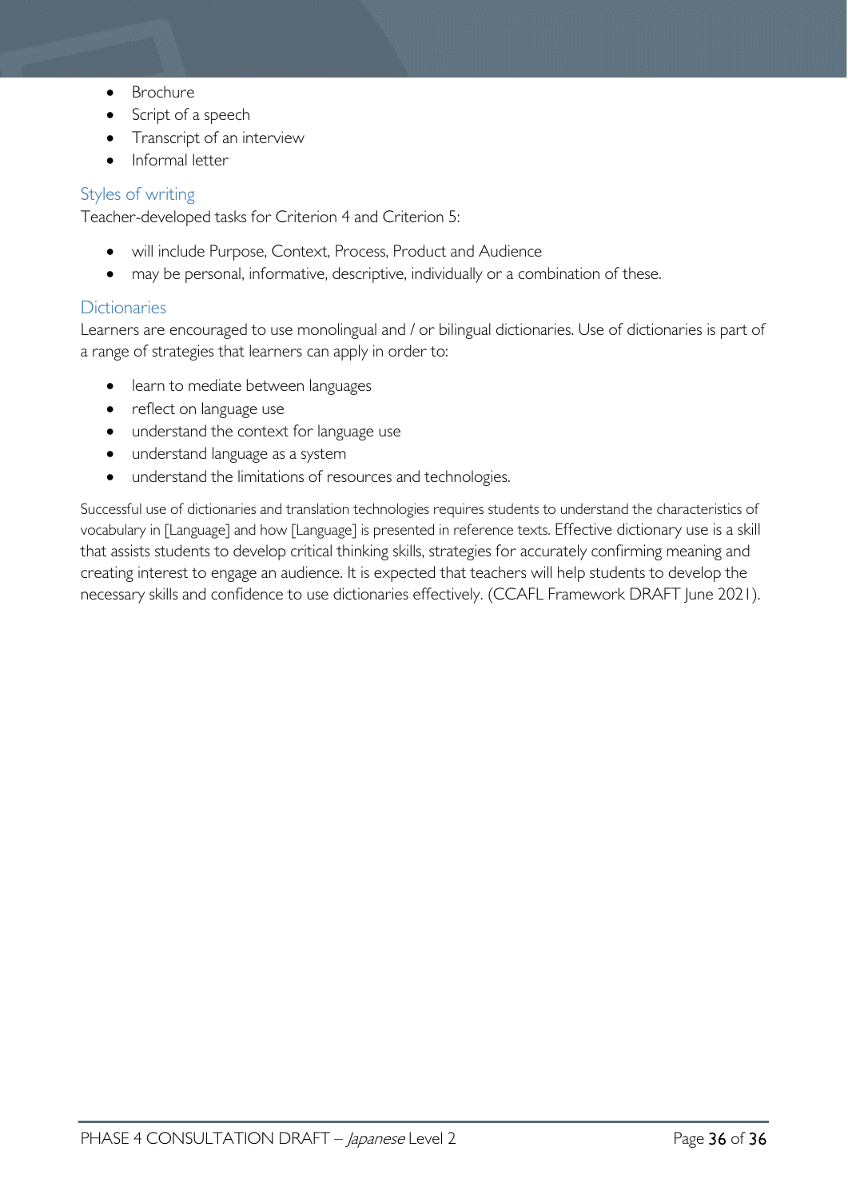- Brochure
- Script of a speech
- Transcript of an interview
- Informal letter

### Styles of writing

Teacher-developed tasks for Criterion 4 and Criterion 5:

- will include Purpose, Context, Process, Product and Audience
- may be personal, informative, descriptive, individually or a combination of these.

### Dictionaries

Learners are encouraged to use monolingual and / or bilingual dictionaries. Use of dictionaries is part of a range of strategies that learners can apply in order to:

- learn to mediate between languages
- reflect on language use
- understand the context for language use
- understand language as a system
- understand the limitations of resources and technologies.

Successful use of dictionaries and translation technologies requires students to understand the characteristics of vocabulary in [Language] and how [Language] is presented in reference texts. Effective dictionary use is a skill that assists students to develop critical thinking skills, strategies for accurately confirming meaning and creating interest to engage an audience. It is expected that teachers will help students to develop the necessary skills and confidence to use dictionaries effectively. (CCAFL Framework DRAFT June 2021).